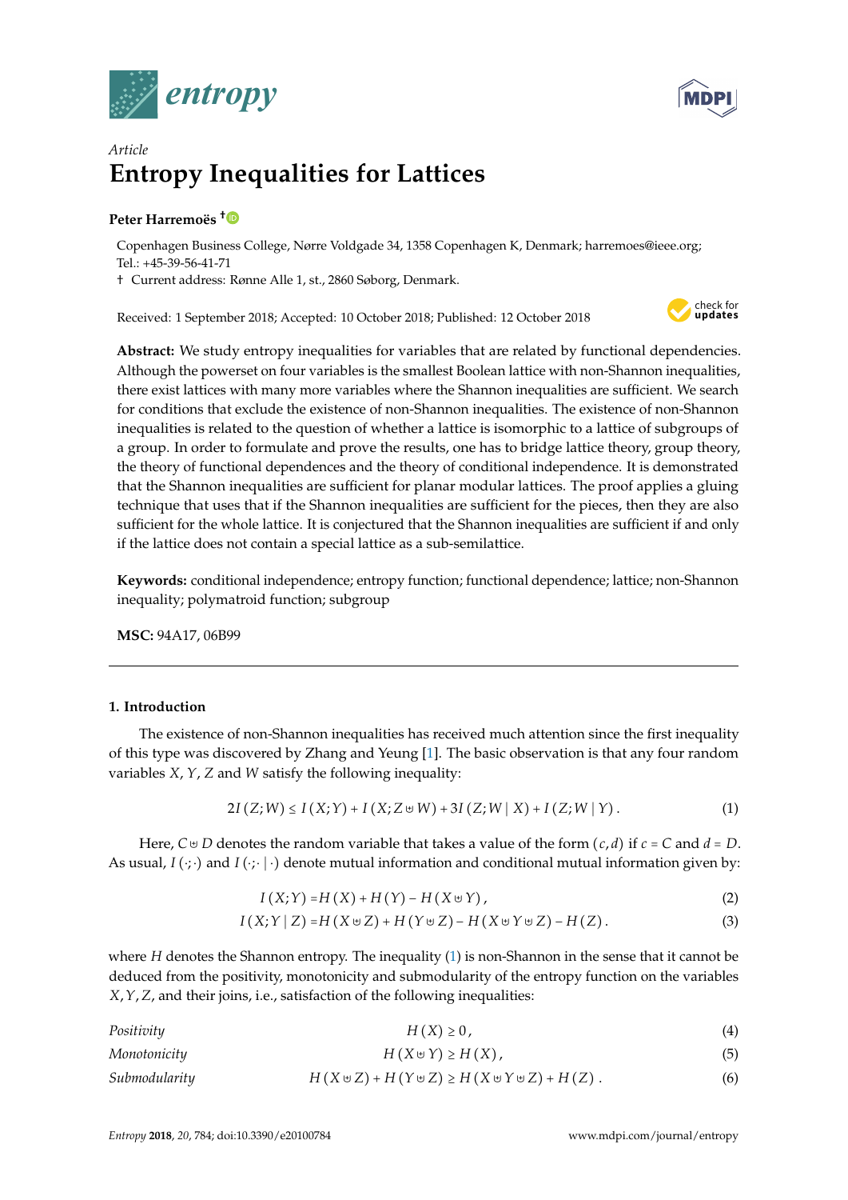*Article*

# Entropy Inequalities for Lattices

**Peter Harremoës** †

Copenhagen Business College, Nørre Voldgade 34, 1358 Copenhagen K, Denmark; harremoes@ieee.org; Tel.: +45-39-56-41-71

† Current address: Rønne Alle 1, st., 2860 Søborg, Denmark.

Received: 1 September 2018; Accepted: 10 October 2018; Published: 12 October 2018

**Abstract:** We study entropy inequalities for variables that are related by functional dependencies. Although the powerset on four variables is the smallest Boolean lattice with non-Shannon inequalities, there exist lattices with many more variables where the Shannon inequalities are sufficient. We search for conditions that exclude the existence of non-Shannon inequalities. The existence of non-Shannon inequalities is related to the question of whether a lattice is isomorphic to a lattice of subgroups of a group. In order to formulate and prove the results, one has to bridge lattice theory, group theory, the theory of functional dependences and the theory of conditional independence. It is demonstrated that the Shannon inequalities are sufficient for planar modular lattices. The proof applies a gluing technique that uses that if the Shannon inequalities are sufficient for the pieces, then they are also sufficient for the whole lattice. It is conjectured that the Shannon inequalities are sufficient if and only if the lattice does not contain a special lattice as a sub-semilattice.

**Keywords:** conditional independence; entropy function; functional dependence; lattice; non-Shannon inequality; polymatroid function; subgroup

**MSC:** 94A17, 06B99

## 1. Introduction

The existence of non-Shannon inequalities has received much attention since the first inequality of this type was discovered by Zhang and Yeung [1]. The basic observation is that any four random variables $X$, $Y$, $Z$ and $W$ satisfy the following inequality:

$$2I(Z;W) \leq I(X;Y) + I(X;Z \uplus W) + 3I(Z;W \mid X) + I(Z;W \mid Y). \tag{1}$$

Here, $C \uplus D$ denotes the random variable that takes a value of the form $(c,d)$ if $c = C$ and $d = D$. As usual, $I(\cdot;\cdot)$ and $I(\cdot;\cdot \mid \cdot)$ denote mutual information and conditional mutual information given by:

$$I(X;Y) = H(X) + H(Y) - H(X \uplus Y), \tag{2}$$

$$I(X;Y \mid Z) = H(X \uplus Z) + H(Y \uplus Z) - H(X \uplus Y \uplus Z) - H(Z). \tag{3}$$

where $H$ denotes the Shannon entropy. The inequality (1) is non-Shannon in the sense that it cannot be deduced from the positivity, monotonicity and submodularity of the entropy function on the variables $X, Y, Z$, and their joins, i.e., satisfaction of the following inequalities:

| | | |
|---|---|---|
| *Positivity* | $H(X) \geq 0,$ | (4) |
| *Monotonicity* | $H(X \uplus Y) \geq H(X),$ | (5) |
| *Submodularity* | $H(X \uplus Z) + H(Y \uplus Z) \geq H(X \uplus Y \uplus Z) + H(Z).$ | (6) |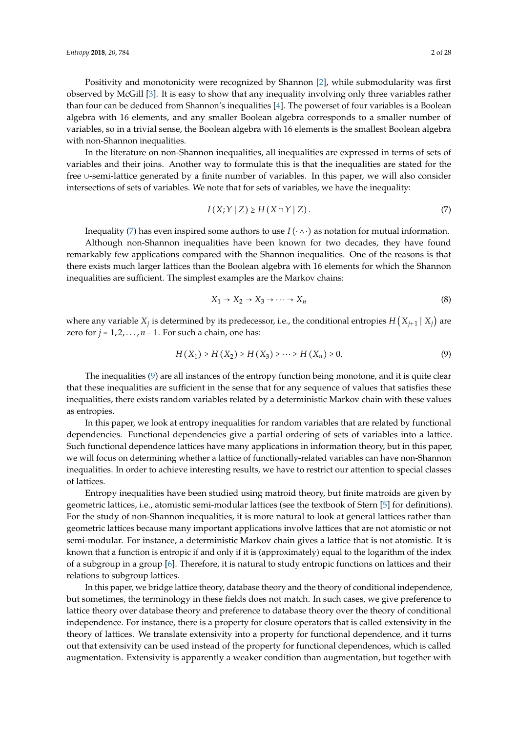Positivity and monotonicity were recognized by Shannon [2], while submodularity was first observed by McGill [3]. It is easy to show that any inequality involving only three variables rather than four can be deduced from Shannon's inequalities [4]. The powerset of four variables is a Boolean algebra with 16 elements, and any smaller Boolean algebra corresponds to a smaller number of variables, so in a trivial sense, the Boolean algebra with 16 elements is the smallest Boolean algebra with non-Shannon inequalities.

In the literature on non-Shannon inequalities, all inequalities are expressed in terms of sets of variables and their joins. Another way to formulate this is that the inequalities are stated for the free $\cup$-semi-lattice generated by a finite number of variables. In this paper, we will also consider intersections of sets of variables. We note that for sets of variables, we have the inequality:

$$I(X;Y \mid Z) \geq H(X \cap Y \mid Z). \tag{7}$$

Inequality (7) has even inspired some authors to use $I(\cdot \wedge \cdot)$ as notation for mutual information.

Although non-Shannon inequalities have been known for two decades, they have found remarkably few applications compared with the Shannon inequalities. One of the reasons is that there exists much larger lattices than the Boolean algebra with 16 elements for which the Shannon inequalities are sufficient. The simplest examples are the Markov chains:

$$X_1 \to X_2 \to X_3 \to \cdots \to X_n \tag{8}$$

where any variable $X_j$ is determined by its predecessor, i.e., the conditional entropies $H\left(X_{j+1} \mid X_j\right)$ are zero for $j = 1, 2, \ldots, n-1$. For such a chain, one has:

$$H(X_1) \geq H(X_2) \geq H(X_3) \geq \cdots \geq H(X_n) \geq 0. \tag{9}$$

The inequalities (9) are all instances of the entropy function being monotone, and it is quite clear that these inequalities are sufficient in the sense that for any sequence of values that satisfies these inequalities, there exists random variables related by a deterministic Markov chain with these values as entropies.

In this paper, we look at entropy inequalities for random variables that are related by functional dependencies. Functional dependencies give a partial ordering of sets of variables into a lattice. Such functional dependence lattices have many applications in information theory, but in this paper, we will focus on determining whether a lattice of functionally-related variables can have non-Shannon inequalities. In order to achieve interesting results, we have to restrict our attention to special classes of lattices.

Entropy inequalities have been studied using matroid theory, but finite matroids are given by geometric lattices, i.e., atomistic semi-modular lattices (see the textbook of Stern [5] for definitions). For the study of non-Shannon inequalities, it is more natural to look at general lattices rather than geometric lattices because many important applications involve lattices that are not atomistic or not semi-modular. For instance, a deterministic Markov chain gives a lattice that is not atomistic. It is known that a function is entropic if and only if it is (approximately) equal to the logarithm of the index of a subgroup in a group [6]. Therefore, it is natural to study entropic functions on lattices and their relations to subgroup lattices.

In this paper, we bridge lattice theory, database theory and the theory of conditional independence, but sometimes, the terminology in these fields does not match. In such cases, we give preference to lattice theory over database theory and preference to database theory over the theory of conditional independence. For instance, there is a property for closure operators that is called extensivity in the theory of lattices. We translate extensivity into a property for functional dependence, and it turns out that extensivity can be used instead of the property for functional dependences, which is called augmentation. Extensivity is apparently a weaker condition than augmentation, but together with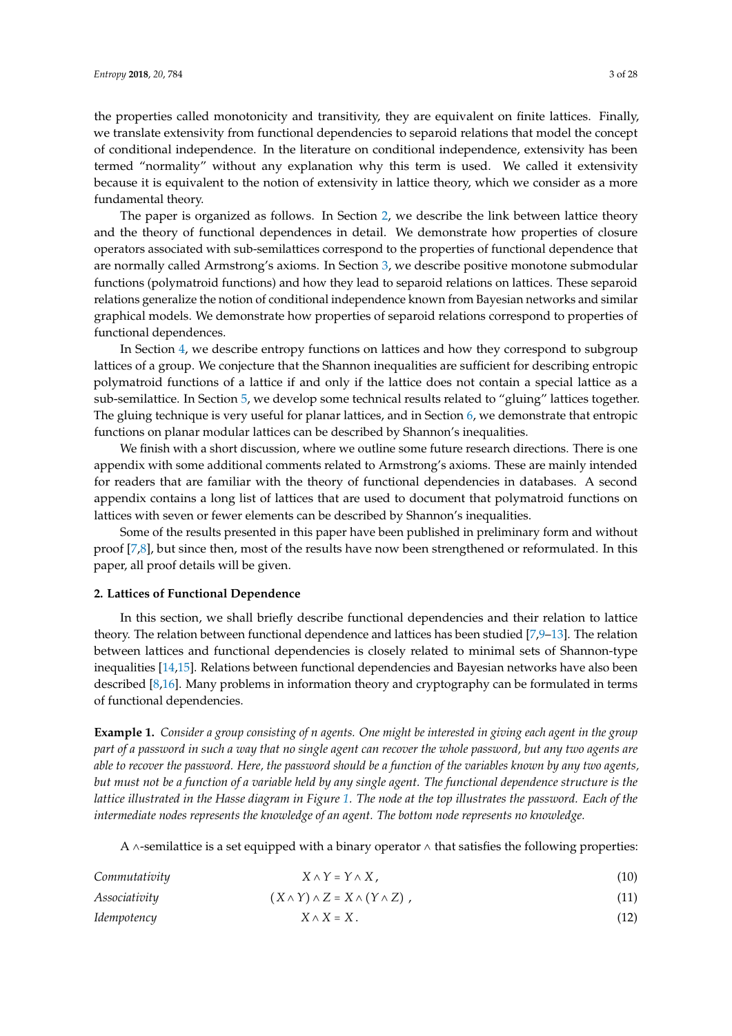the properties called monotonicity and transitivity, they are equivalent on finite lattices. Finally, we translate extensivity from functional dependencies to separoid relations that model the concept of conditional independence. In the literature on conditional independence, extensivity has been termed "normality" without any explanation why this term is used. We called it extensivity because it is equivalent to the notion of extensivity in lattice theory, which we consider as a more fundamental theory.

The paper is organized as follows. In Section 2, we describe the link between lattice theory and the theory of functional dependences in detail. We demonstrate how properties of closure operators associated with sub-semilattices correspond to the properties of functional dependence that are normally called Armstrong's axioms. In Section 3, we describe positive monotone submodular functions (polymatroid functions) and how they lead to separoid relations on lattices. These separoid relations generalize the notion of conditional independence known from Bayesian networks and similar graphical models. We demonstrate how properties of separoid relations correspond to properties of functional dependences.

In Section 4, we describe entropy functions on lattices and how they correspond to subgroup lattices of a group. We conjecture that the Shannon inequalities are sufficient for describing entropic polymatroid functions of a lattice if and only if the lattice does not contain a special lattice as a sub-semilattice. In Section 5, we develop some technical results related to "gluing" lattices together. The gluing technique is very useful for planar lattices, and in Section 6, we demonstrate that entropic functions on planar modular lattices can be described by Shannon's inequalities.

We finish with a short discussion, where we outline some future research directions. There is one appendix with some additional comments related to Armstrong's axioms. These are mainly intended for readers that are familiar with the theory of functional dependencies in databases. A second appendix contains a long list of lattices that are used to document that polymatroid functions on lattices with seven or fewer elements can be described by Shannon's inequalities.

Some of the results presented in this paper have been published in preliminary form and without proof [7,8], but since then, most of the results have now been strengthened or reformulated. In this paper, all proof details will be given.

## 2. Lattices of Functional Dependence

In this section, we shall briefly describe functional dependencies and their relation to lattice theory. The relation between functional dependence and lattices has been studied [7,9–13]. The relation between lattices and functional dependencies is closely related to minimal sets of Shannon-type inequalities [14,15]. Relations between functional dependencies and Bayesian networks have also been described [8,16]. Many problems in information theory and cryptography can be formulated in terms of functional dependencies.

**Example 1.** *Consider a group consisting of n agents. One might be interested in giving each agent in the group part of a password in such a way that no single agent can recover the whole password, but any two agents are able to recover the password. Here, the password should be a function of the variables known by any two agents, but must not be a function of a variable held by any single agent. The functional dependence structure is the lattice illustrated in the Hasse diagram in Figure 1. The node at the top illustrates the password. Each of the intermediate nodes represents the knowledge of an agent. The bottom node represents no knowledge.*

A $\wedge$-semilattice is a set equipped with a binary operator $\wedge$ that satisfies the following properties:

$$\text{Commutativity} \qquad X \wedge Y = Y \wedge X\,, \tag{10}$$

$$\text{Associativity} \qquad (X \wedge Y) \wedge Z = X \wedge (Y \wedge Z)\,, \tag{11}$$

$$\text{Idempotency} \qquad X \wedge X = X\,. \tag{12}$$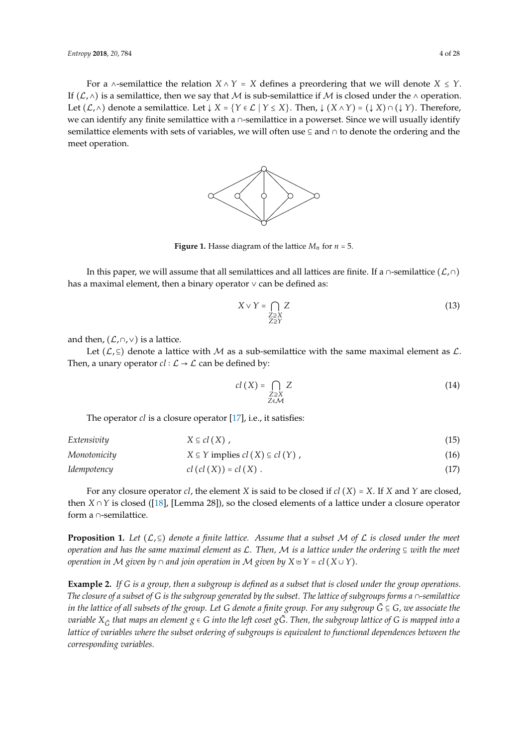For a $\wedge$-semilattice the relation $X \wedge Y = X$ defines a preordering that we will denote $X \leq Y$. If $(\mathcal{L}, \wedge)$ is a semilattice, then we say that $\mathcal{M}$ is sub-semilattice if $\mathcal{M}$ is closed under the $\wedge$ operation. Let $(\mathcal{L}, \wedge)$ denote a semilattice. Let $\downarrow X = \{Y \in \mathcal{L} \mid Y \leq X\}$. Then, $\downarrow (X \wedge Y) = (\downarrow X) \cap (\downarrow Y)$. Therefore, we can identify any finite semilattice with a $\cap$-semilattice in a powerset. Since we will usually identify semilattice elements with sets of variables, we will often use $\subseteq$ and $\cap$ to denote the ordering and the meet operation.

**Figure 1.** Hasse diagram of the lattice $M_n$ for $n = 5$.

In this paper, we will assume that all semilattices and all lattices are finite. If a $\cap$-semilattice $(\mathcal{L}, \cap)$ has a maximal element, then a binary operator $\vee$ can be defined as:

$$X \vee Y = \bigcap_{\substack{Z \supseteq X \\ Z \supseteq Y}} Z \tag{13}$$

and then, $(\mathcal{L}, \cap, \vee)$ is a lattice.

Let $(\mathcal{L}, \subseteq)$ denote a lattice with $\mathcal{M}$ as a sub-semilattice with the same maximal element as $\mathcal{L}$. Then, a unary operator $cl : \mathcal{L} \to \mathcal{L}$ can be defined by:

$$cl\,(X) = \bigcap_{\substack{Z \supseteq X \\ Z \in \mathcal{M}}} Z \tag{14}$$

The operator $cl$ is a closure operator [17], i.e., it satisfies:

$$\text{Extensivity} \qquad X \subseteq cl\,(X)\,, \tag{15}$$

$$\text{Monotonicity} \qquad X \subseteq Y \text{ implies } cl\,(X) \subseteq cl\,(Y)\,, \tag{16}$$

$$\text{Idempotency} \qquad cl\,(cl\,(X)) = cl\,(X)\,. \tag{17}$$

For any closure operator $cl$, the element $X$ is said to be closed if $cl\,(X) = X$. If $X$ and $Y$ are closed, then $X \cap Y$ is closed ([18], [Lemma 28]), so the closed elements of a lattice under a closure operator form a $\cap$-semilattice.

**Proposition 1.** *Let $(\mathcal{L}, \subseteq)$ denote a finite lattice. Assume that a subset $\mathcal{M}$ of $\mathcal{L}$ is closed under the meet operation and has the same maximal element as $\mathcal{L}$. Then, $\mathcal{M}$ is a lattice under the ordering $\subseteq$ with the meet operation in $\mathcal{M}$ given by $\cap$ and join operation in $\mathcal{M}$ given by $X \uplus Y = cl\,(X \cup Y)$.*

**Example 2.** *If $G$ is a group, then a subgroup is defined as a subset that is closed under the group operations. The closure of a subset of $G$ is the subgroup generated by the subset. The lattice of subgroups forms a $\cap$-semilattice in the lattice of all subsets of the group. Let $G$ denote a finite group. For any subgroup $\tilde{G} \subseteq G$, we associate the variable $X_{\tilde{G}}$ that maps an element $g \in G$ into the left coset $g\tilde{G}$. Then, the subgroup lattice of $G$ is mapped into a lattice of variables where the subset ordering of subgroups is equivalent to functional dependences between the corresponding variables.*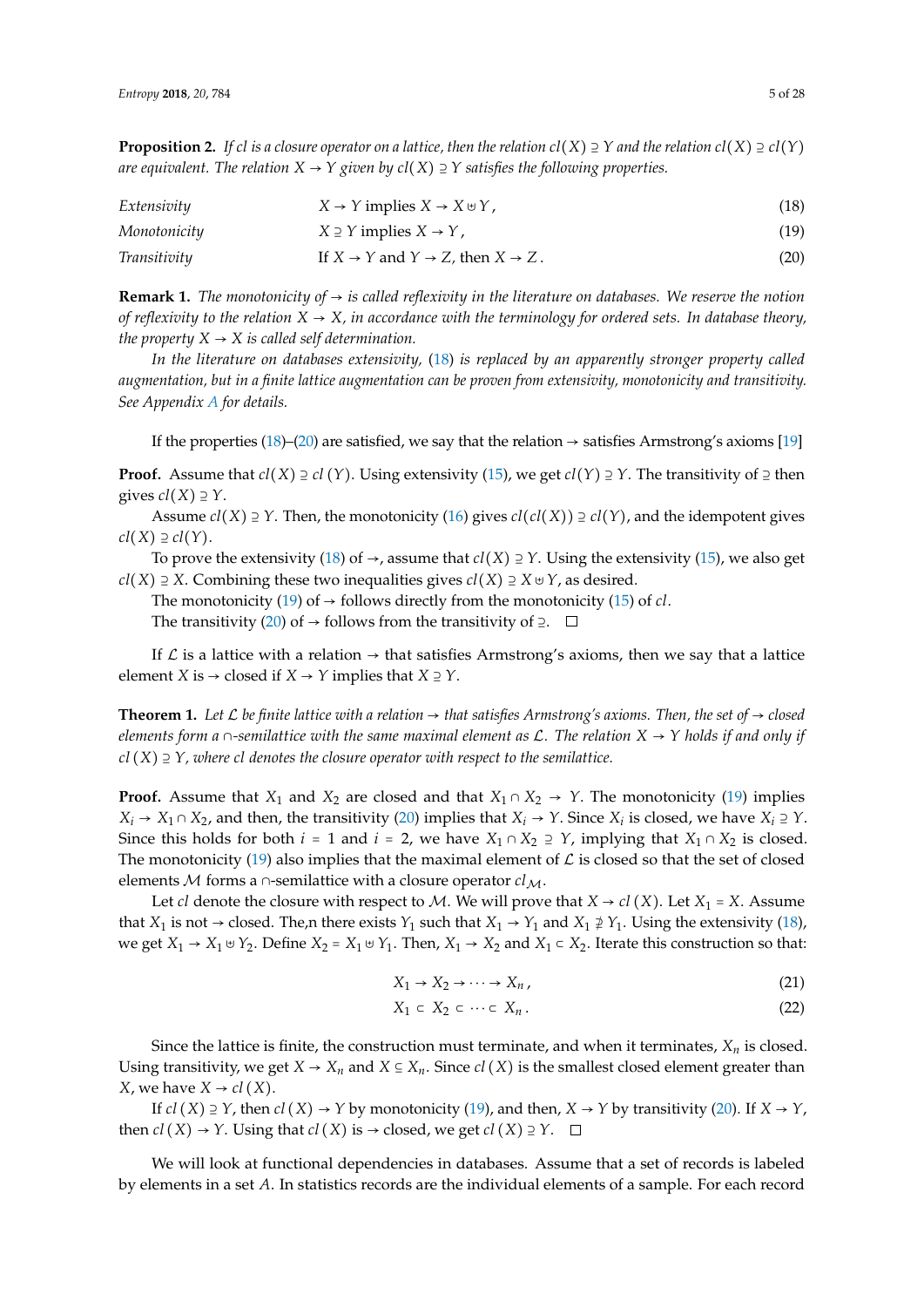**Proposition 2.** *If cl is a closure operator on a lattice, then the relation $cl(X) \supseteq Y$ and the relation $cl(X) \supseteq cl(Y)$ are equivalent. The relation $X \to Y$ given by $cl(X) \supseteq Y$ satisfies the following properties.*

$$\text{Extensivity} \qquad X \to Y \text{ implies } X \to X \uplus Y\,, \tag{18}$$

$$\text{Monotonicity} \qquad X \supseteq Y \text{ implies } X \to Y\,, \tag{19}$$

$$\text{Transitivity} \qquad \text{If } X \to Y \text{ and } Y \to Z, \text{ then } X \to Z\,. \tag{20}$$

**Remark 1.** *The monotonicity of $\to$ is called reflexivity in the literature on databases. We reserve the notion of reflexivity to the relation $X \to X$, in accordance with the terminology for ordered sets. In database theory, the property $X \to X$ is called self determination.*

*In the literature on databases extensivity, (18) is replaced by an apparently stronger property called augmentation, but in a finite lattice augmentation can be proven from extensivity, monotonicity and transitivity. See Appendix A for details.*

If the properties (18)–(20) are satisfied, we say that the relation $\to$ satisfies Armstrong's axioms [19]

**Proof.** Assume that $cl(X) \supseteq cl(Y)$. Using extensivity (15), we get $cl(Y) \supseteq Y$. The transitivity of $\supseteq$ then gives $cl(X) \supseteq Y$.

Assume $cl(X) \supseteq Y$. Then, the monotonicity (16) gives $cl(cl(X)) \supseteq cl(Y)$, and the idempotent gives $cl(X) \supseteq cl(Y)$.

To prove the extensivity (18) of $\to$, assume that $cl(X) \supseteq Y$. Using the extensivity (15), we also get $cl(X) \supseteq X$. Combining these two inequalities gives $cl(X) \supseteq X \uplus Y$, as desired.

The monotonicity (19) of $\to$ follows directly from the monotonicity (15) of $cl$.

The transitivity (20) of $\to$ follows from the transitivity of $\supseteq$. $\square$

If $\mathcal{L}$ is a lattice with a relation $\to$ that satisfies Armstrong's axioms, then we say that a lattice element $X$ is $\to$ closed if $X \to Y$ implies that $X \supseteq Y$.

**Theorem 1.** *Let $\mathcal{L}$ be finite lattice with a relation $\to$ that satisfies Armstrong's axioms. Then, the set of $\to$ closed elements form a $\cap$-semilattice with the same maximal element as $\mathcal{L}$. The relation $X \to Y$ holds if and only if $cl\,(X) \supseteq Y$, where cl denotes the closure operator with respect to the semilattice.*

**Proof.** Assume that $X_1$ and $X_2$ are closed and that $X_1 \cap X_2 \to Y$. The monotonicity (19) implies $X_i \to X_1 \cap X_2$, and then, the transitivity (20) implies that $X_i \to Y$. Since $X_i$ is closed, we have $X_i \supseteq Y$. Since this holds for both $i = 1$ and $i = 2$, we have $X_1 \cap X_2 \supseteq Y$, implying that $X_1 \cap X_2$ is closed. The monotonicity (19) also implies that the maximal element of $\mathcal{L}$ is closed so that the set of closed elements $\mathcal{M}$ forms a $\cap$-semilattice with a closure operator $cl_{\mathcal{M}}$.

Let $cl$ denote the closure with respect to $\mathcal{M}$. We will prove that $X \to cl\,(X)$. Let $X_1 = X$. Assume that $X_1$ is not $\to$ closed. The,n there exists $Y_1$ such that $X_1 \to Y_1$ and $X_1 \not\supseteq Y_1$. Using the extensivity (18), we get $X_1 \to X_1 \uplus Y_2$. Define $X_2 = X_1 \uplus Y_1$. Then, $X_1 \to X_2$ and $X_1 \subset X_2$. Iterate this construction so that:

$$X_1 \to X_2 \to \cdots \to X_n\,, \tag{21}$$

$$X_1 \subset X_2 \subset \cdots \subset X_n\,. \tag{22}$$

Since the lattice is finite, the construction must terminate, and when it terminates, $X_n$ is closed. Using transitivity, we get $X \to X_n$ and $X \subseteq X_n$. Since $cl\,(X)$ is the smallest closed element greater than $X$, we have $X \to cl\,(X)$.

If $cl\,(X) \supseteq Y$, then $cl\,(X) \to Y$ by monotonicity (19), and then, $X \to Y$ by transitivity (20). If $X \to Y$, then $cl\,(X) \to Y$. Using that $cl\,(X)$ is $\to$ closed, we get $cl\,(X) \supseteq Y$. $\square$

We will look at functional dependencies in databases. Assume that a set of records is labeled by elements in a set $A$. In statistics records are the individual elements of a sample. For each record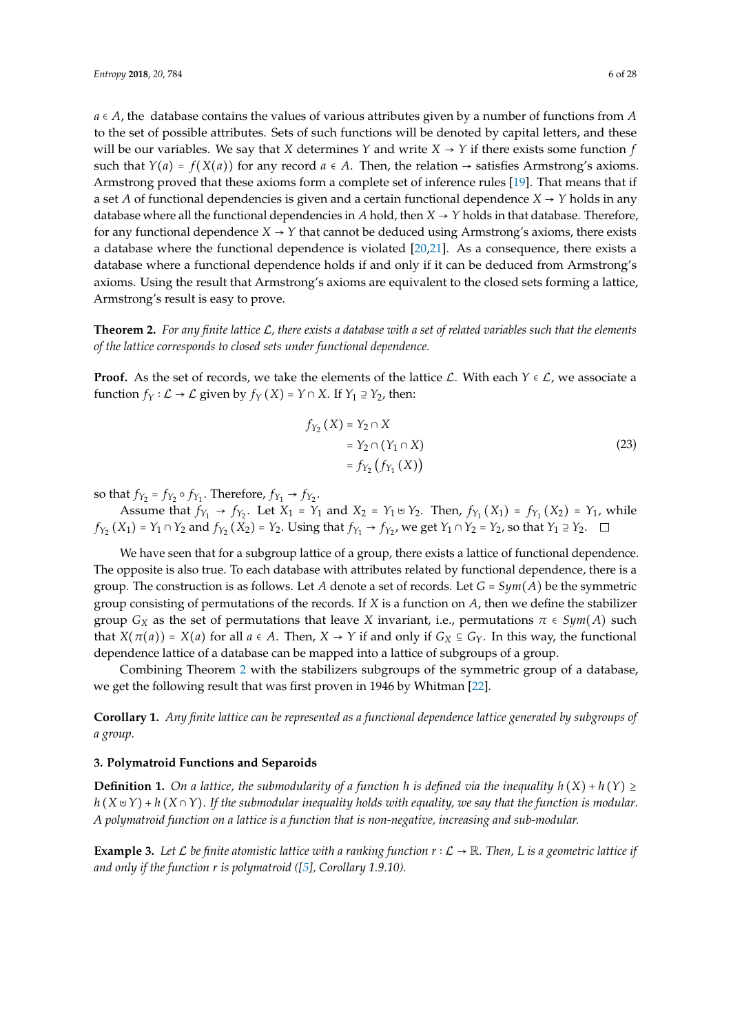$a \in A$, the database contains the values of various attributes given by a number of functions from $A$ to the set of possible attributes. Sets of such functions will be denoted by capital letters, and these will be our variables. We say that $X$ determines $Y$ and write $X \to Y$ if there exists some function $f$ such that $Y(a) = f(X(a))$ for any record $a \in A$. Then, the relation $\to$ satisfies Armstrong's axioms. Armstrong proved that these axioms form a complete set of inference rules [19]. That means that if a set $A$ of functional dependencies is given and a certain functional dependence $X \to Y$ holds in any database where all the functional dependencies in $A$ hold, then $X \to Y$ holds in that database. Therefore, for any functional dependence $X \to Y$ that cannot be deduced using Armstrong's axioms, there exists a database where the functional dependence is violated [20,21]. As a consequence, there exists a database where a functional dependence holds if and only if it can be deduced from Armstrong's axioms. Using the result that Armstrong's axioms are equivalent to the closed sets forming a lattice, Armstrong's result is easy to prove.

**Theorem 2.** *For any finite lattice $\mathcal{L}$, there exists a database with a set of related variables such that the elements of the lattice corresponds to closed sets under functional dependence.*

**Proof.** As the set of records, we take the elements of the lattice $\mathcal{L}$. With each $Y \in \mathcal{L}$, we associate a function $f_Y : \mathcal{L} \to \mathcal{L}$ given by $f_Y(X) = Y \cap X$. If $Y_1 \supseteq Y_2$, then:

$$
\begin{aligned}
f_{Y_2}(X) &= Y_2 \cap X \\
&= Y_2 \cap (Y_1 \cap X) \\
&= f_{Y_2}\left(f_{Y_1}(X)\right)
\end{aligned}
\tag{23}
$$

so that $f_{Y_2} = f_{Y_2} \circ f_{Y_1}$. Therefore, $f_{Y_1} \to f_{Y_2}$.

Assume that $f_{Y_1} \to f_{Y_2}$. Let $X_1 = Y_1$ and $X_2 = Y_1 \uplus Y_2$. Then, $f_{Y_1}(X_1) = f_{Y_1}(X_2) = Y_1$, while $f_{Y_2}(X_1) = Y_1 \cap Y_2$ and $f_{Y_2}(X_2) = Y_2$. Using that $f_{Y_1} \to f_{Y_2}$, we get $Y_1 \cap Y_2 = Y_2$, so that $Y_1 \supseteq Y_2$. □

We have seen that for a subgroup lattice of a group, there exists a lattice of functional dependence. The opposite is also true. To each database with attributes related by functional dependence, there is a group. The construction is as follows. Let $A$ denote a set of records. Let $G = Sym(A)$ be the symmetric group consisting of permutations of the records. If $X$ is a function on $A$, then we define the stabilizer group $G_X$ as the set of permutations that leave $X$ invariant, i.e., permutations $\pi \in Sym(A)$ such that $X(\pi(a)) = X(a)$ for all $a \in A$. Then, $X \to Y$ if and only if $G_X \subseteq G_Y$. In this way, the functional dependence lattice of a database can be mapped into a lattice of subgroups of a group.

Combining Theorem 2 with the stabilizers subgroups of the symmetric group of a database, we get the following result that was first proven in 1946 by Whitman [22].

**Corollary 1.** *Any finite lattice can be represented as a functional dependence lattice generated by subgroups of a group.*

## 3. Polymatroid Functions and Separoids

**Definition 1.** *On a lattice, the submodularity of a function $h$ is defined via the inequality $h(X) + h(Y) \geq h(X \uplus Y) + h(X \cap Y)$. If the submodular inequality holds with equality, we say that the function is modular. A polymatroid function on a lattice is a function that is non-negative, increasing and sub-modular.*

**Example 3.** *Let $\mathcal{L}$ be finite atomistic lattice with a ranking function $r : \mathcal{L} \to \mathbb{R}$. Then, $L$ is a geometric lattice if and only if the function $r$ is polymatroid ([5], Corollary 1.9.10).*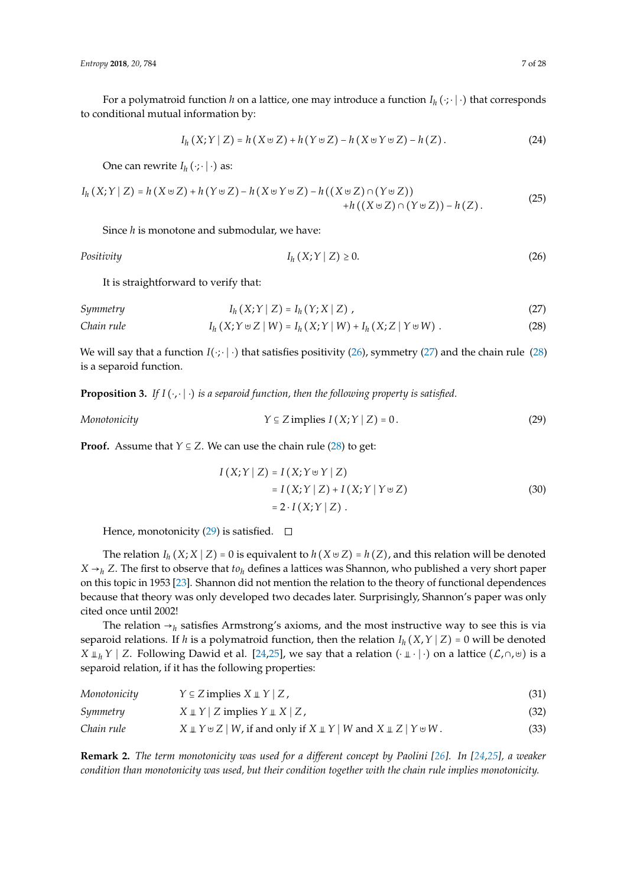For a polymatroid function $h$ on a lattice, one may introduce a function $I_h(\cdot;\cdot \mid \cdot)$ that corresponds to conditional mutual information by:

$$I_h(X;Y \mid Z) = h(X \uplus Z) + h(Y \uplus Z) - h(X \uplus Y \uplus Z) - h(Z). \tag{24}$$

One can rewrite $I_h(\cdot;\cdot \mid \cdot)$ as:

$$\begin{aligned} I_h(X;Y \mid Z) = h(X \uplus Z) + h(Y \uplus Z) - h(X \uplus Y \uplus Z) - h((X \uplus Z) \cap (Y \uplus Z)) \\ + h((X \uplus Z) \cap (Y \uplus Z)) - h(Z). \end{aligned} \tag{25}$$

Since $h$ is monotone and submodular, we have:

*Positivity* $$I_h(X;Y \mid Z) \geq 0. \tag{26}$$

It is straightforward to verify that:

*Symmetry* $$I_h(X;Y \mid Z) = I_h(Y;X \mid Z), \tag{27}$$

*Chain rule* $$I_h(X;Y \uplus Z \mid W) = I_h(X;Y \mid W) + I_h(X;Z \mid Y \uplus W). \tag{28}$$

We will say that a function $I(\cdot;\cdot \mid \cdot)$ that satisfies positivity (26), symmetry (27) and the chain rule (28) is a separoid function.

**Proposition 3.** *If $I(\cdot,\cdot \mid \cdot)$ is a separoid function, then the following property is satisfied.*

*Monotonicity* $$Y \subseteq Z \text{ implies } I(X;Y \mid Z) = 0. \tag{29}$$

**Proof.** Assume that $Y \subseteq Z$. We can use the chain rule (28) to get:

$$\begin{aligned} I(X;Y \mid Z) &= I(X;Y \uplus Y \mid Z) \\ &= I(X;Y \mid Z) + I(X;Y \mid Y \uplus Z) \\ &= 2 \cdot I(X;Y \mid Z). \end{aligned} \tag{30}$$

Hence, monotonicity (29) is satisfied. □

The relation $I_h(X;X \mid Z) = 0$ is equivalent to $h(X \uplus Z) = h(Z)$, and this relation will be denoted $X \to_h Z$. The first to observe that $to_h$ defines a lattices was Shannon, who published a very short paper on this topic in 1953 [23]. Shannon did not mention the relation to the theory of functional dependences because that theory was only developed two decades later. Surprisingly, Shannon's paper was only cited once until 2002!

The relation $\to_h$ satisfies Armstrong's axioms, and the most instructive way to see this is via separoid relations. If $h$ is a polymatroid function, then the relation $I_h(X,Y \mid Z) = 0$ will be denoted $X \perp\!\!\!\perp_h Y \mid Z$. Following Dawid et al. [24,25], we say that a relation $(\cdot \perp\!\!\!\perp \cdot \mid \cdot)$ on a lattice $(\mathcal{L}, \cap, \uplus)$ is a separoid relation, if it has the following properties:

*Monotonicity* $$Y \subseteq Z \text{ implies } X \perp\!\!\!\perp Y \mid Z, \tag{31}$$

*Symmetry* $$X \perp\!\!\!\perp Y \mid Z \text{ implies } Y \perp\!\!\!\perp X \mid Z, \tag{32}$$

*Chain rule* $$X \perp\!\!\!\perp Y \uplus Z \mid W, \text{ if and only if } X \perp\!\!\!\perp Y \mid W \text{ and } X \perp\!\!\!\perp Z \mid Y \uplus W. \tag{33}$$

**Remark 2.** *The term monotonicity was used for a different concept by Paolini [26]. In [24,25], a weaker condition than monotonicity was used, but their condition together with the chain rule implies monotonicity.*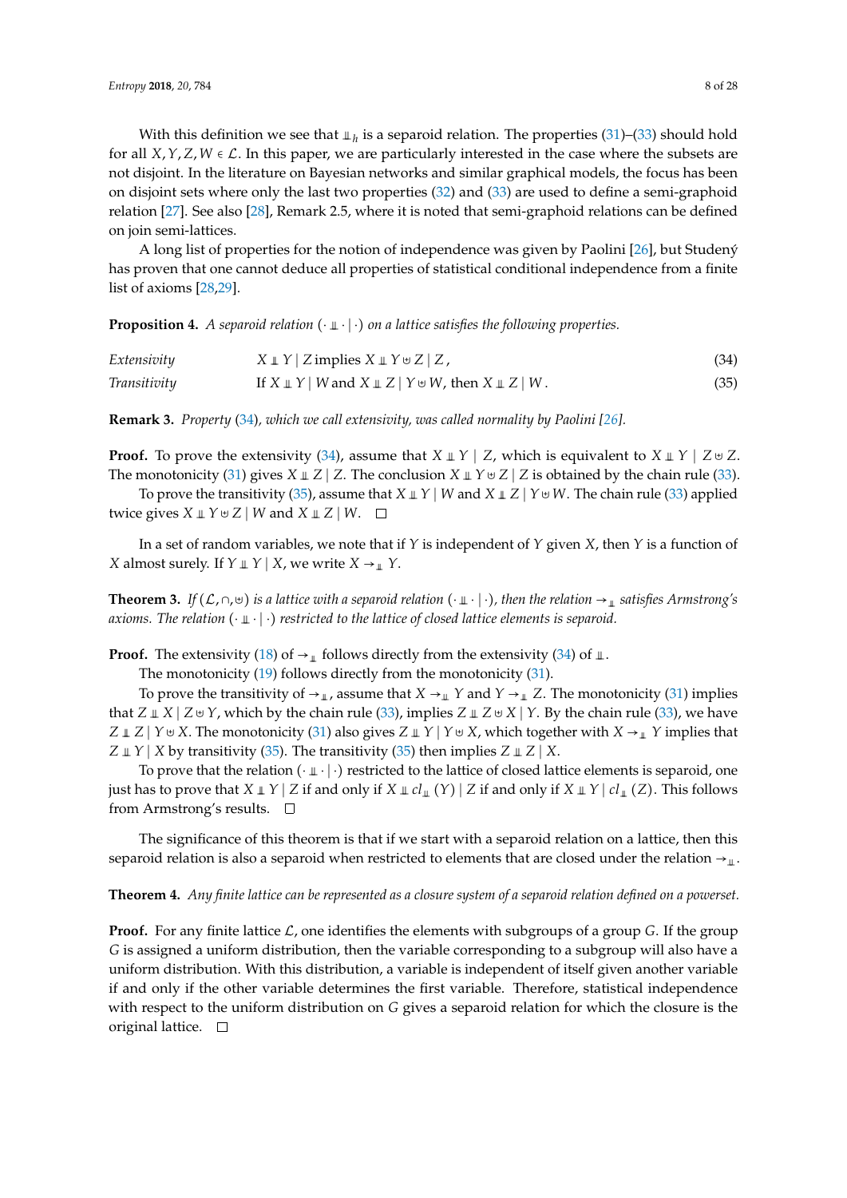With this definition we see that $\perp\!\!\!\perp_h$ is a separoid relation. The properties (31)–(33) should hold for all $X, Y, Z, W \in \mathcal{L}$. In this paper, we are particularly interested in the case where the subsets are not disjoint. In the literature on Bayesian networks and similar graphical models, the focus has been on disjoint sets where only the last two properties (32) and (33) are used to define a semi-graphoid relation [27]. See also [28], Remark 2.5, where it is noted that semi-graphoid relations can be defined on join semi-lattices.

A long list of properties for the notion of independence was given by Paolini [26], but Studený has proven that one cannot deduce all properties of statistical conditional independence from a finite list of axioms [28,29].

**Proposition 4.** *A separoid relation $(\cdot \perp\!\!\!\perp \cdot \mid \cdot)$ on a lattice satisfies the following properties.*

$$\textit{Extensivity} \qquad X \perp\!\!\!\perp Y \mid Z \text{ implies } X \perp\!\!\!\perp Y \uplus Z \mid Z\,, \tag{34}$$

$$\textit{Transitivity} \qquad \text{If } X \perp\!\!\!\perp Y \mid W \text{ and } X \perp\!\!\!\perp Z \mid Y \uplus W, \text{ then } X \perp\!\!\!\perp Z \mid W\,. \tag{35}$$

**Remark 3.** *Property (34), which we call extensivity, was called normality by Paolini [26].*

**Proof.** To prove the extensivity (34), assume that $X \perp\!\!\!\perp Y \mid Z$, which is equivalent to $X \perp\!\!\!\perp Y \mid Z \uplus Z$. The monotonicity (31) gives $X \perp\!\!\!\perp Z \mid Z$. The conclusion $X \perp\!\!\!\perp Y \uplus Z \mid Z$ is obtained by the chain rule (33).

To prove the transitivity (35), assume that $X \perp\!\!\!\perp Y \mid W$ and $X \perp\!\!\!\perp Z \mid Y \uplus W$. The chain rule (33) applied twice gives $X \perp\!\!\!\perp Y \uplus Z \mid W$ and $X \perp\!\!\!\perp Z \mid W$. □

In a set of random variables, we note that if $Y$ is independent of $Y$ given $X$, then $Y$ is a function of $X$ almost surely. If $Y \perp\!\!\!\perp Y \mid X$, we write $X \to_{\perp\!\!\!\perp} Y$.

**Theorem 3.** *If $(\mathcal{L}, \cap, \uplus)$ is a lattice with a separoid relation $(\cdot \perp\!\!\!\perp \cdot \mid \cdot)$, then the relation $\to_{\perp\!\!\!\perp}$ satisfies Armstrong's axioms. The relation $(\cdot \perp\!\!\!\perp \cdot \mid \cdot)$ restricted to the lattice of closed lattice elements is separoid.*

**Proof.** The extensivity (18) of $\to_{\perp\!\!\!\perp}$ follows directly from the extensivity (34) of $\perp\!\!\!\perp$.

The monotonicity (19) follows directly from the monotonicity (31).

To prove the transitivity of $\to_{\perp\!\!\!\perp}$, assume that $X \to_{\perp\!\!\!\perp} Y$ and $Y \to_{\perp\!\!\!\perp} Z$. The monotonicity (31) implies that $Z \perp\!\!\!\perp X \mid Z \uplus Y$, which by the chain rule (33), implies $Z \perp\!\!\!\perp Z \uplus X \mid Y$. By the chain rule (33), we have $Z \perp\!\!\!\perp Z \mid Y \uplus X$. The monotonicity (31) also gives $Z \perp\!\!\!\perp Y \mid Y \uplus X$, which together with $X \to_{\perp\!\!\!\perp} Y$ implies that $Z \perp\!\!\!\perp Y \mid X$ by transitivity (35). The transitivity (35) then implies $Z \perp\!\!\!\perp Z \mid X$.

To prove that the relation $(\cdot \perp\!\!\!\perp \cdot \mid \cdot)$ restricted to the lattice of closed lattice elements is separoid, one just has to prove that $X \perp\!\!\!\perp Y \mid Z$ if and only if $X \perp\!\!\!\perp cl_{\perp\!\!\!\perp}(Y) \mid Z$ if and only if $X \perp\!\!\!\perp Y \mid cl_{\perp\!\!\!\perp}(Z)$. This follows from Armstrong's results. □

The significance of this theorem is that if we start with a separoid relation on a lattice, then this separoid relation is also a separoid when restricted to elements that are closed under the relation $\to_{\perp\!\!\!\perp}$.

**Theorem 4.** *Any finite lattice can be represented as a closure system of a separoid relation defined on a powerset.*

**Proof.** For any finite lattice $\mathcal{L}$, one identifies the elements with subgroups of a group $G$. If the group $G$ is assigned a uniform distribution, then the variable corresponding to a subgroup will also have a uniform distribution. With this distribution, a variable is independent of itself given another variable if and only if the other variable determines the first variable. Therefore, statistical independence with respect to the uniform distribution on $G$ gives a separoid relation for which the closure is the original lattice. □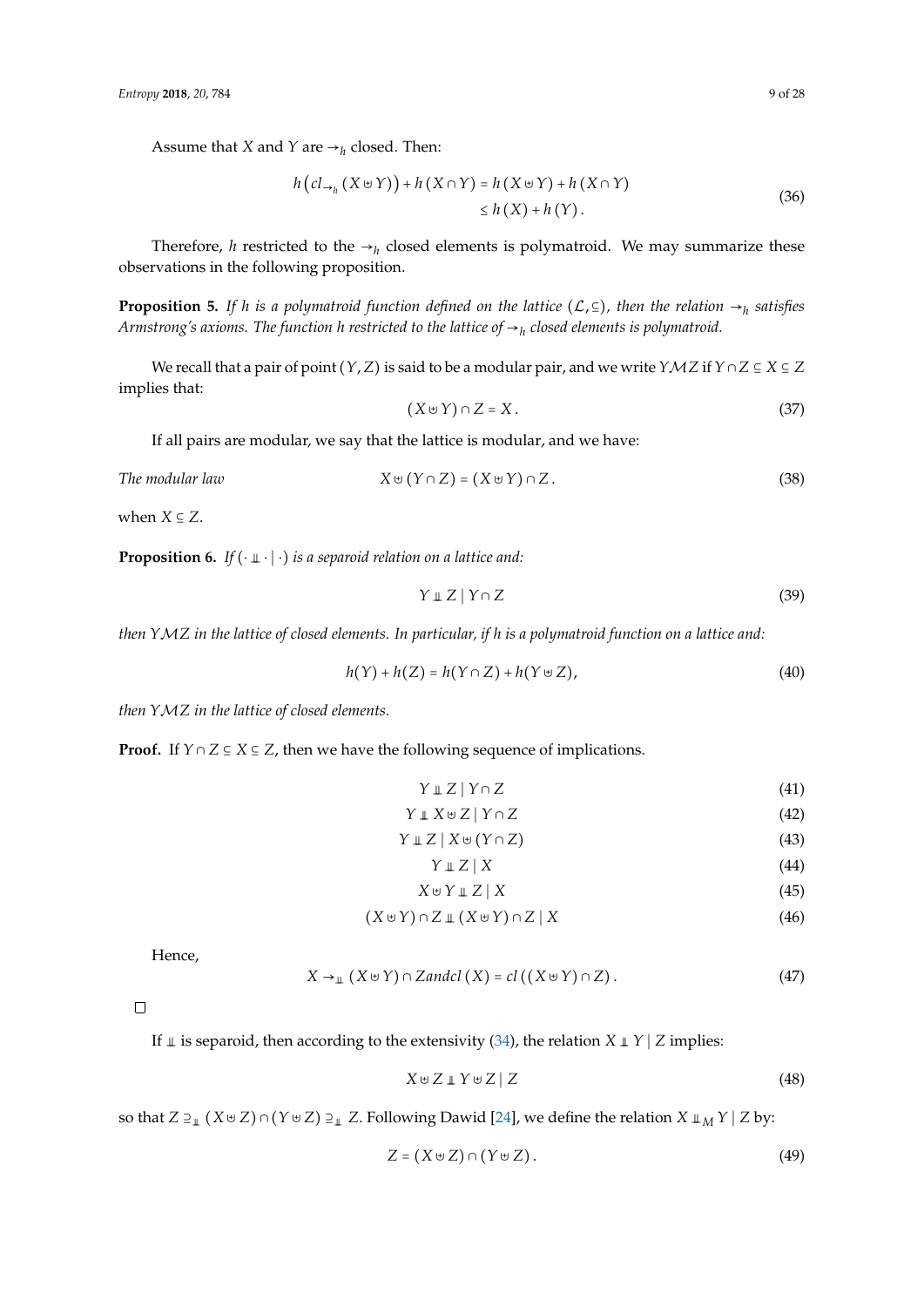Assume that $X$ and $Y$ are $\to_h$ closed. Then:

$$h\left(cl_{\to_h}(X \uplus Y)\right) + h(X \cap Y) = h(X \uplus Y) + h(X \cap Y) \\ \leq h(X) + h(Y). \tag{36}$$

Therefore, $h$ restricted to the $\to_h$ closed elements is polymatroid. We may summarize these observations in the following proposition.

**Proposition 5.** *If $h$ is a polymatroid function defined on the lattice $(\mathcal{L}, \subseteq)$, then the relation $\to_h$ satisfies Armstrong's axioms. The function $h$ restricted to the lattice of $\to_h$ closed elements is polymatroid.*

We recall that a pair of point $(Y, Z)$ is said to be a modular pair, and we write $Y\mathcal{M}Z$ if $Y \cap Z \subseteq X \subseteq Z$ implies that:

$$(X \uplus Y) \cap Z = X. \tag{37}$$

If all pairs are modular, we say that the lattice is modular, and we have:

*The modular law*
$$X \uplus (Y \cap Z) = (X \uplus Y) \cap Z. \tag{38}$$

when $X \subseteq Z$.

**Proposition 6.** *If $(\cdot \perp\!\!\!\perp \cdot \mid \cdot)$ is a separoid relation on a lattice and:*

$$Y \perp\!\!\!\perp Z \mid Y \cap Z \tag{39}$$

*then $Y\mathcal{M}Z$ in the lattice of closed elements. In particular, if $h$ is a polymatroid function on a lattice and:*

$$h(Y) + h(Z) = h(Y \cap Z) + h(Y \uplus Z), \tag{40}$$

*then $Y\mathcal{M}Z$ in the lattice of closed elements.*

**Proof.** If $Y \cap Z \subseteq X \subseteq Z$, then we have the following sequence of implications.

$$Y \perp\!\!\!\perp Z \mid Y \cap Z \tag{41}$$

$$Y \perp\!\!\!\perp X \uplus Z \mid Y \cap Z \tag{42}$$

$$Y \perp\!\!\!\perp Z \mid X \uplus (Y \cap Z) \tag{43}$$

$$Y \perp\!\!\!\perp Z \mid X \tag{44}$$

$$X \uplus Y \perp\!\!\!\perp Z \mid X \tag{45}$$

$$(X \uplus Y) \cap Z \perp\!\!\!\perp (X \uplus Y) \cap Z \mid X \tag{46}$$

Hence,

$$X \to_{\perp\!\!\!\perp} (X \uplus Y) \cap Z \text{and} cl(X) = cl((X \uplus Y) \cap Z). \tag{47}$$

□

If $\perp\!\!\!\perp$ is separoid, then according to the extensivity (34), the relation $X \perp\!\!\!\perp Y \mid Z$ implies:

$$X \uplus Z \perp\!\!\!\perp Y \uplus Z \mid Z \tag{48}$$

so that $Z \supseteq_{\perp\!\!\!\perp} (X \uplus Z) \cap (Y \uplus Z) \supseteq_{\perp\!\!\!\perp} Z$. Following Dawid [24], we define the relation $X \perp\!\!\!\perp_M Y \mid Z$ by:

$$Z = (X \uplus Z) \cap (Y \uplus Z). \tag{49}$$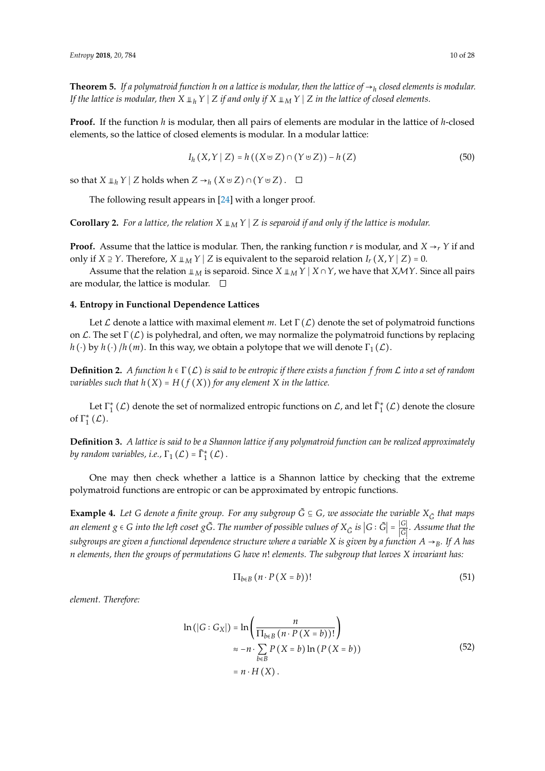**Theorem 5.** *If a polymatroid function $h$ on a lattice is modular, then the lattice of $\to_h$ closed elements is modular. If the lattice is modular, then $X \perp\!\!\!\perp_h Y \mid Z$ if and only if $X \perp\!\!\!\perp_M Y \mid Z$ in the lattice of closed elements.*

**Proof.** If the function $h$ is modular, then all pairs of elements are modular in the lattice of $h$-closed elements, so the lattice of closed elements is modular. In a modular lattice:

$$I_h(X, Y \mid Z) = h((X \uplus Z) \cap (Y \uplus Z)) - h(Z) \tag{50}$$

so that $X \perp\!\!\!\perp_h Y \mid Z$ holds when $Z \to_h (X \uplus Z) \cap (Y \uplus Z)$. □

The following result appears in [24] with a longer proof.

**Corollary 2.** *For a lattice, the relation $X \perp\!\!\!\perp_M Y \mid Z$ is separoid if and only if the lattice is modular.*

**Proof.** Assume that the lattice is modular. Then, the ranking function $r$ is modular, and $X \to_r Y$ if and only if $X \supseteq Y$. Therefore, $X \perp\!\!\!\perp_M Y \mid Z$ is equivalent to the separoid relation $I_r(X, Y \mid Z) = 0$.

Assume that the relation $\perp\!\!\!\perp_M$ is separoid. Since $X \perp\!\!\!\perp_M Y \mid X \cap Y$, we have that $X\mathcal{M}Y$. Since all pairs are modular, the lattice is modular. □

## 4. Entropy in Functional Dependence Lattices

Let $\mathcal{L}$ denote a lattice with maximal element $m$. Let $\Gamma(\mathcal{L})$ denote the set of polymatroid functions on $\mathcal{L}$. The set $\Gamma(\mathcal{L})$ is polyhedral, and often, we may normalize the polymatroid functions by replacing $h(\cdot)$ by $h(\cdot)/h(m)$. In this way, we obtain a polytope that we will denote $\Gamma_1(\mathcal{L})$.

**Definition 2.** *A function $h \in \Gamma(\mathcal{L})$ is said to be entropic if there exists a function $f$ from $\mathcal{L}$ into a set of random variables such that $h(X) = H(f(X))$ for any element $X$ in the lattice.*

Let $\Gamma_1^*(\mathcal{L})$ denote the set of normalized entropic functions on $\mathcal{L}$, and let $\bar{\Gamma}_1^*(\mathcal{L})$ denote the closure of $\Gamma_1^*(\mathcal{L})$.

**Definition 3.** *A lattice is said to be a Shannon lattice if any polymatroid function can be realized approximately by random variables, i.e., $\Gamma_1(\mathcal{L}) = \bar{\Gamma}_1^*(\mathcal{L})$.*

One may then check whether a lattice is a Shannon lattice by checking that the extreme polymatroid functions are entropic or can be approximated by entropic functions.

**Example 4.** *Let $G$ denote a finite group. For any subgroup $\tilde{G} \subseteq G$, we associate the variable $X_{\tilde{G}}$ that maps an element $g \in G$ into the left coset $g\tilde{G}$. The number of possible values of $X_{\tilde{G}}$ is $|G : \tilde{G}| = \frac{|G|}{|\tilde{G}|}$. Assume that the subgroups are given a functional dependence structure where a variable $X$ is given by a function $A \to_B$. If $A$ has $n$ elements, then the groups of permutations $G$ have $n!$ elements. The subgroup that leaves $X$ invariant has:*

$$\Pi_{b \in B}(n \cdot P(X = b))! \tag{51}$$

*element. Therefore:*

$$\begin{aligned} \ln(|G : G_X|) &= \ln\left(\frac{n}{\Pi_{b \in B}(n \cdot P(X = b))!}\right) \\ &\approx -n \cdot \sum_{b \in B} P(X = b) \ln(P(X = b)) \\ &= n \cdot H(X). \end{aligned} \tag{52}$$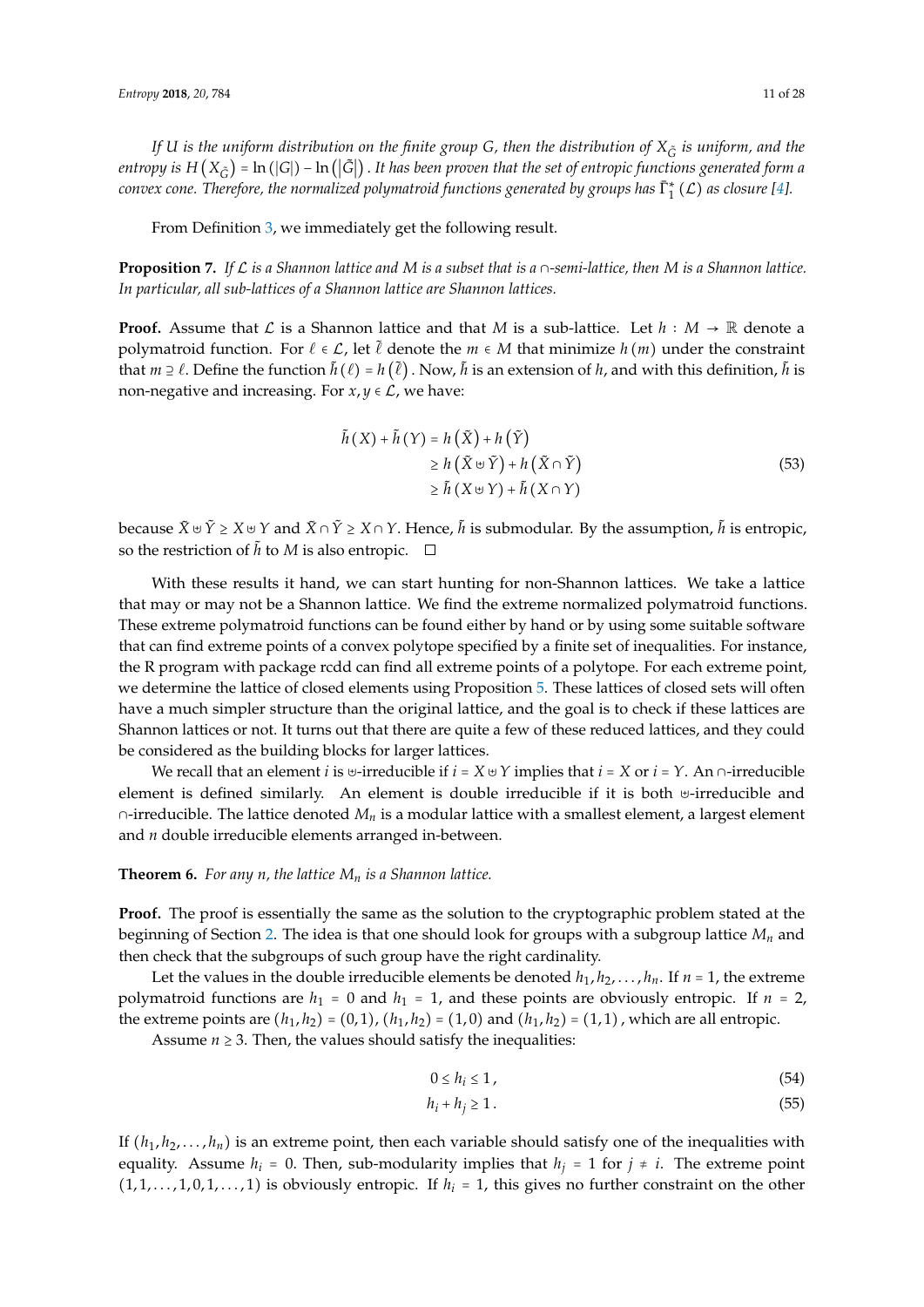*If $U$ is the uniform distribution on the finite group $G$, then the distribution of $X_{\tilde{G}}$ is uniform, and the entropy is $H\left(X_{\tilde{G}}\right) = \ln\left(|G|\right) - \ln\left(\left|\tilde{G}\right|\right)$. It has been proven that the set of entropic functions generated form a convex cone. Therefore, the normalized polymatroid functions generated by groups has $\bar{\Gamma}_1^*\left(\mathcal{L}\right)$ as closure [4].*

From Definition 3, we immediately get the following result.

**Proposition 7.** *If $\mathcal{L}$ is a Shannon lattice and $M$ is a subset that is a $\cap$-semi-lattice, then $M$ is a Shannon lattice. In particular, all sub-lattices of a Shannon lattice are Shannon lattices.*

**Proof.** Assume that $\mathcal{L}$ is a Shannon lattice and that $M$ is a sub-lattice. Let $h : M \to \mathbb{R}$ denote a polymatroid function. For $\ell \in \mathcal{L}$, let $\tilde{\ell}$ denote the $m \in M$ that minimize $h\left(m\right)$ under the constraint that $m \supseteq \ell$. Define the function $\tilde{h}\left(\ell\right) = h\left(\tilde{\ell}\right)$. Now, $\tilde{h}$ is an extension of $h$, and with this definition, $\tilde{h}$ is non-negative and increasing. For $x, y \in \mathcal{L}$, we have:

$$
\begin{aligned}
\tilde{h}\left(X\right) + \tilde{h}\left(Y\right) &= h\left(\tilde{X}\right) + h\left(\tilde{Y}\right) \\
&\geq h\left(\tilde{X} \uplus \tilde{Y}\right) + h\left(\tilde{X} \cap \tilde{Y}\right) \\
&\geq \tilde{h}\left(X \uplus Y\right) + \tilde{h}\left(X \cap Y\right)
\end{aligned}
\tag{53}
$$

because $\tilde{X} \uplus \tilde{Y} \geq X \uplus Y$ and $\tilde{X} \cap \tilde{Y} \geq X \cap Y$. Hence, $\tilde{h}$ is submodular. By the assumption, $\tilde{h}$ is entropic, so the restriction of $\tilde{h}$ to $M$ is also entropic. □

With these results it hand, we can start hunting for non-Shannon lattices. We take a lattice that may or may not be a Shannon lattice. We find the extreme normalized polymatroid functions. These extreme polymatroid functions can be found either by hand or by using some suitable software that can find extreme points of a convex polytope specified by a finite set of inequalities. For instance, the R program with package rcdd can find all extreme points of a polytope. For each extreme point, we determine the lattice of closed elements using Proposition 5. These lattices of closed sets will often have a much simpler structure than the original lattice, and the goal is to check if these lattices are Shannon lattices or not. It turns out that there are quite a few of these reduced lattices, and they could be considered as the building blocks for larger lattices.

We recall that an element $i$ is $\uplus$-irreducible if $i = X \uplus Y$ implies that $i = X$ or $i = Y$. An $\cap$-irreducible element is defined similarly. An element is double irreducible if it is both $\uplus$-irreducible and $\cap$-irreducible. The lattice denoted $M_n$ is a modular lattice with a smallest element, a largest element and $n$ double irreducible elements arranged in-between.

**Theorem 6.** *For any $n$, the lattice $M_n$ is a Shannon lattice.*

**Proof.** The proof is essentially the same as the solution to the cryptographic problem stated at the beginning of Section 2. The idea is that one should look for groups with a subgroup lattice $M_n$ and then check that the subgroups of such group have the right cardinality.

Let the values in the double irreducible elements be denoted $h_1, h_2, \ldots, h_n$. If $n = 1$, the extreme polymatroid functions are $h_1 = 0$ and $h_1 = 1$, and these points are obviously entropic. If $n = 2$, the extreme points are $\left(h_1, h_2\right) = \left(0, 1\right)$, $\left(h_1, h_2\right) = \left(1, 0\right)$ and $\left(h_1, h_2\right) = \left(1, 1\right)$, which are all entropic.

Assume $n \geq 3$. Then, the values should satisfy the inequalities:

$$
0 \leq h_i \leq 1\,, \tag{54}
$$

$$
h_i + h_j \geq 1\,. \tag{55}
$$

If $\left(h_1, h_2, \ldots, h_n\right)$ is an extreme point, then each variable should satisfy one of the inequalities with equality. Assume $h_i = 0$. Then, sub-modularity implies that $h_j = 1$ for $j \neq i$. The extreme point $\left(1, 1, \ldots, 1, 0, 1, \ldots, 1\right)$ is obviously entropic. If $h_i = 1$, this gives no further constraint on the other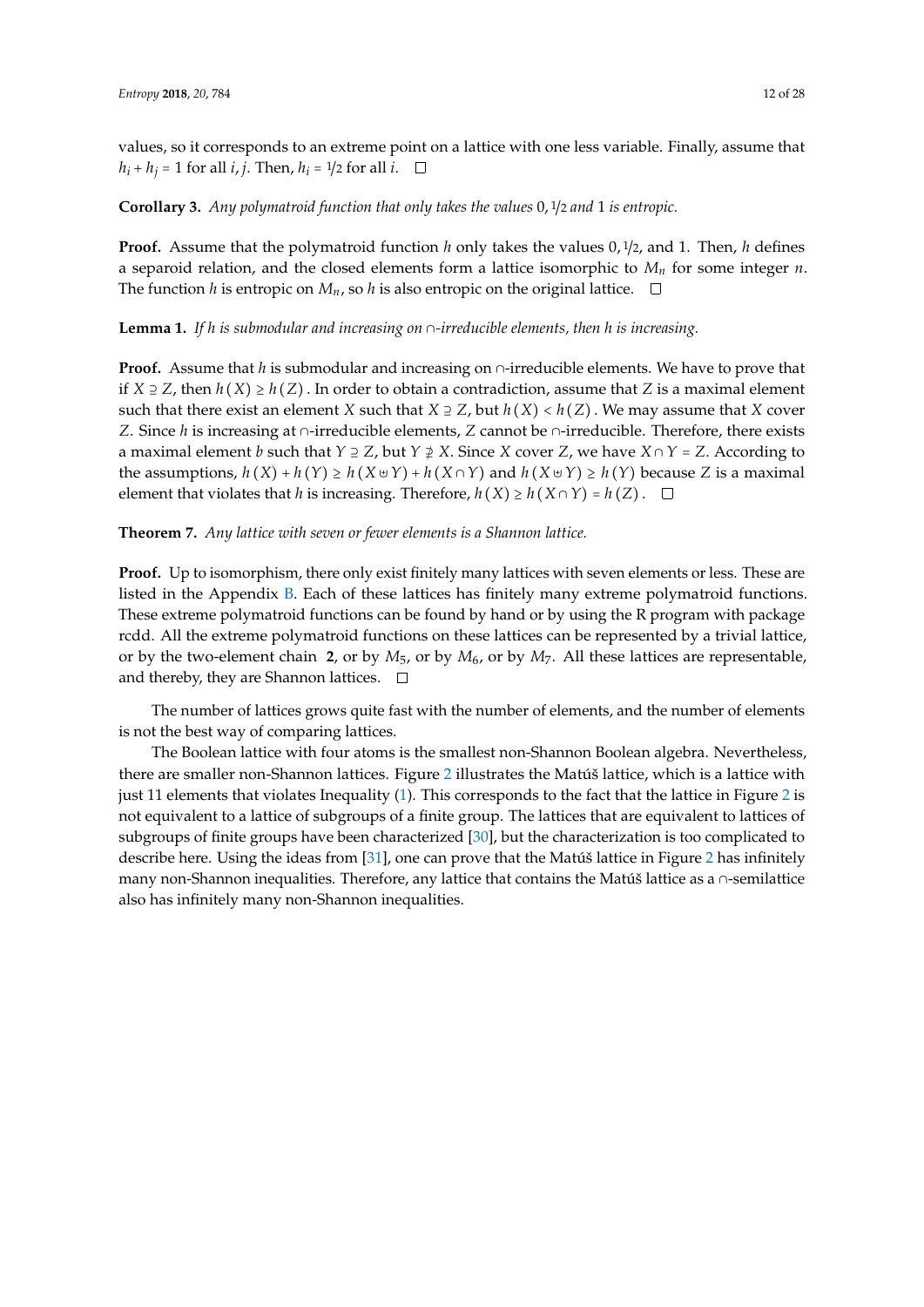values, so it corresponds to an extreme point on a lattice with one less variable. Finally, assume that $h_i + h_j = 1$ for all $i, j$. Then, $h_i = 1/2$ for all $i$. $\square$

**Corollary 3.** *Any polymatroid function that only takes the values* $0, 1/2$ *and* $1$ *is entropic.*

**Proof.** Assume that the polymatroid function $h$ only takes the values $0, 1/2$, and $1$. Then, $h$ defines a separoid relation, and the closed elements form a lattice isomorphic to $M_n$ for some integer $n$. The function $h$ is entropic on $M_n$, so $h$ is also entropic on the original lattice. $\square$

**Lemma 1.** *If $h$ is submodular and increasing on $\cap$-irreducible elements, then $h$ is increasing.*

**Proof.** Assume that $h$ is submodular and increasing on $\cap$-irreducible elements. We have to prove that if $X \supseteq Z$, then $h(X) \geq h(Z)$. In order to obtain a contradiction, assume that $Z$ is a maximal element such that there exist an element $X$ such that $X \supseteq Z$, but $h(X) < h(Z)$. We may assume that $X$ cover $Z$. Since $h$ is increasing at $\cap$-irreducible elements, $Z$ cannot be $\cap$-irreducible. Therefore, there exists a maximal element $b$ such that $Y \supseteq Z$, but $Y \not\supseteq X$. Since $X$ cover $Z$, we have $X \cap Y = Z$. According to the assumptions, $h(X) + h(Y) \geq h(X \uplus Y) + h(X \cap Y)$ and $h(X \uplus Y) \geq h(Y)$ because $Z$ is a maximal element that violates that $h$ is increasing. Therefore, $h(X) \geq h(X \cap Y) = h(Z)$. $\square$

**Theorem 7.** *Any lattice with seven or fewer elements is a Shannon lattice.*

**Proof.** Up to isomorphism, there only exist finitely many lattices with seven elements or less. These are listed in the Appendix B. Each of these lattices has finitely many extreme polymatroid functions. These extreme polymatroid functions can be found by hand or by using the R program with package rcdd. All the extreme polymatroid functions on these lattices can be represented by a trivial lattice, or by the two-element chain **2**, or by $M_5$, or by $M_6$, or by $M_7$. All these lattices are representable, and thereby, they are Shannon lattices. $\square$

The number of lattices grows quite fast with the number of elements, and the number of elements is not the best way of comparing lattices.

The Boolean lattice with four atoms is the smallest non-Shannon Boolean algebra. Nevertheless, there are smaller non-Shannon lattices. Figure 2 illustrates the Matúš lattice, which is a lattice with just 11 elements that violates Inequality (1). This corresponds to the fact that the lattice in Figure 2 is not equivalent to a lattice of subgroups of a finite group. The lattices that are equivalent to lattices of subgroups of finite groups have been characterized [30], but the characterization is too complicated to describe here. Using the ideas from [31], one can prove that the Matúš lattice in Figure 2 has infinitely many non-Shannon inequalities. Therefore, any lattice that contains the Matúš lattice as a $\cap$-semilattice also has infinitely many non-Shannon inequalities.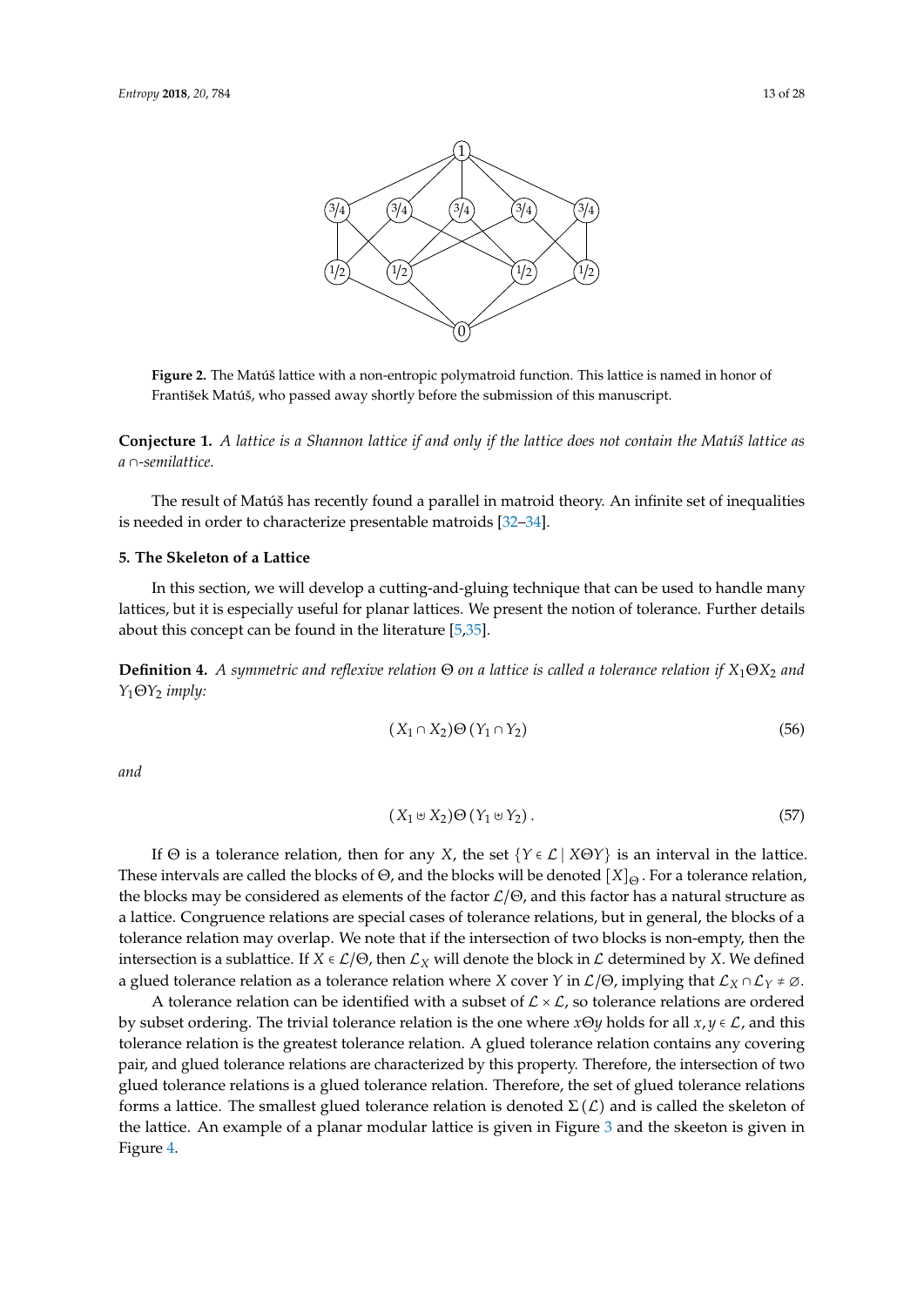**Figure 2.** The Matúš lattice with a non-entropic polymatroid function. This lattice is named in honor of František Matúš, who passed away shortly before the submission of this manuscript.

**Conjecture 1.** *A lattice is a Shannon lattice if and only if the lattice does not contain the Matúš lattice as a* $\cap$*-semilattice.*

The result of Matúš has recently found a parallel in matroid theory. An infinite set of inequalities is needed in order to characterize presentable matroids [32–34].

## 5. The Skeleton of a Lattice

In this section, we will develop a cutting-and-gluing technique that can be used to handle many lattices, but it is especially useful for planar lattices. We present the notion of tolerance. Further details about this concept can be found in the literature [5,35].

**Definition 4.** *A symmetric and reflexive relation* $\Theta$ *on a lattice is called a tolerance relation if* $X_1 \Theta X_2$ *and* $Y_1 \Theta Y_2$ *imply:*

$$(X_1 \cap X_2) \Theta (Y_1 \cap Y_2) \tag{56}$$

*and*

$$(X_1 \uplus X_2) \Theta (Y_1 \uplus Y_2) . \tag{57}$$

If $\Theta$ is a tolerance relation, then for any $X$, the set $\{Y \in \mathcal{L} \mid X \Theta Y\}$ is an interval in the lattice. These intervals are called the blocks of $\Theta$, and the blocks will be denoted $[X]_\Theta$. For a tolerance relation, the blocks may be considered as elements of the factor $\mathcal{L}/\Theta$, and this factor has a natural structure as a lattice. Congruence relations are special cases of tolerance relations, but in general, the blocks of a tolerance relation may overlap. We note that if the intersection of two blocks is non-empty, then the intersection is a sublattice. If $X \in \mathcal{L}/\Theta$, then $\mathcal{L}_X$ will denote the block in $\mathcal{L}$ determined by $X$. We defined a glued tolerance relation as a tolerance relation where $X$ cover $Y$ in $\mathcal{L}/\Theta$, implying that $\mathcal{L}_X \cap \mathcal{L}_Y \neq \emptyset$.

A tolerance relation can be identified with a subset of $\mathcal{L} \times \mathcal{L}$, so tolerance relations are ordered by subset ordering. The trivial tolerance relation is the one where $x \Theta y$ holds for all $x, y \in \mathcal{L}$, and this tolerance relation is the greatest tolerance relation. A glued tolerance relation contains any covering pair, and glued tolerance relations are characterized by this property. Therefore, the intersection of two glued tolerance relations is a glued tolerance relation. Therefore, the set of glued tolerance relations forms a lattice. The smallest glued tolerance relation is denoted $\Sigma(\mathcal{L})$ and is called the skeleton of the lattice. An example of a planar modular lattice is given in Figure 3 and the skeeton is given in Figure 4.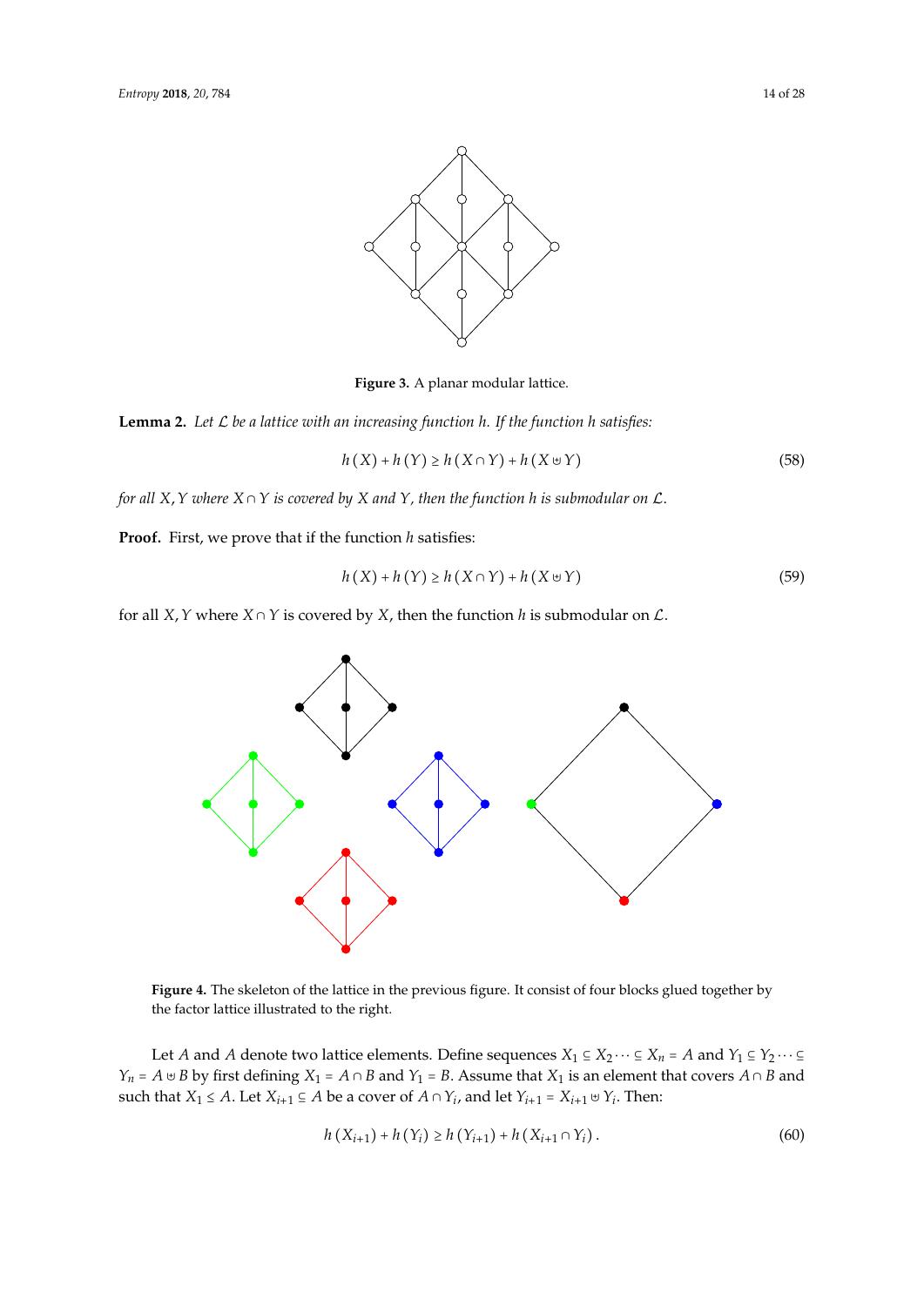**Figure 3.** A planar modular lattice.

**Lemma 2.** *Let $\mathcal{L}$ be a lattice with an increasing function $h$. If the function $h$ satisfies:*

$$h(X) + h(Y) \geq h(X \cap Y) + h(X \uplus Y) \tag{58}$$

*for all $X, Y$ where $X \cap Y$ is covered by $X$ and $Y$, then the function $h$ is submodular on $\mathcal{L}$.*

**Proof.** First, we prove that if the function $h$ satisfies:

$$h(X) + h(Y) \geq h(X \cap Y) + h(X \uplus Y) \tag{59}$$

for all $X, Y$ where $X \cap Y$ is covered by $X$, then the function $h$ is submodular on $\mathcal{L}$.

**Figure 4.** The skeleton of the lattice in the previous figure. It consist of four blocks glued together by the factor lattice illustrated to the right.

Let $A$ and $A$ denote two lattice elements. Define sequences $X_1 \subseteq X_2 \cdots \subseteq X_n = A$ and $Y_1 \subseteq Y_2 \cdots \subseteq Y_n = A \uplus B$ by first defining $X_1 = A \cap B$ and $Y_1 = B$. Assume that $X_1$ is an element that covers $A \cap B$ and such that $X_1 \leq A$. Let $X_{i+1} \subseteq A$ be a cover of $A \cap Y_i$, and let $Y_{i+1} = X_{i+1} \uplus Y_i$. Then:

$$h(X_{i+1}) + h(Y_i) \geq h(Y_{i+1}) + h(X_{i+1} \cap Y_i). \tag{60}$$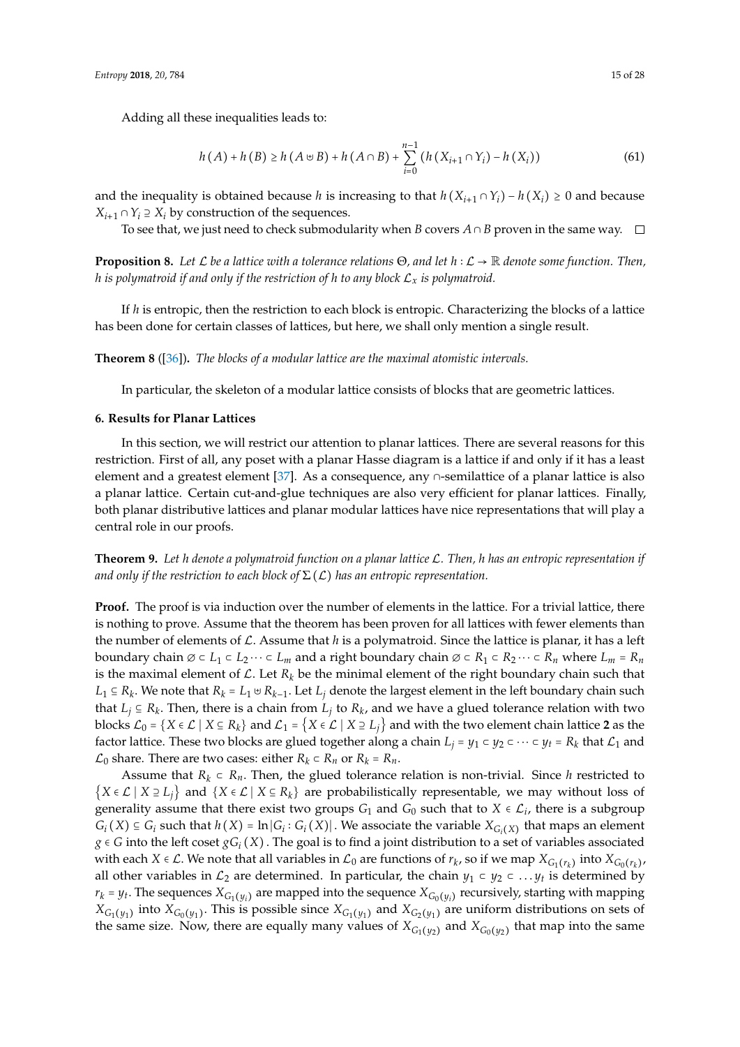Adding all these inequalities leads to:

$$h(A) + h(B) \geq h(A \uplus B) + h(A \cap B) + \sum_{i=0}^{n-1} \left(h(X_{i+1} \cap Y_i) - h(X_i)\right) \tag{61}$$

and the inequality is obtained because $h$ is increasing to that $h(X_{i+1} \cap Y_i) - h(X_i) \geq 0$ and because $X_{i+1} \cap Y_i \supseteq X_i$ by construction of the sequences.

To see that, we just need to check submodularity when $B$ covers $A \cap B$ proven in the same way. □

**Proposition 8.** *Let $\mathcal{L}$ be a lattice with a tolerance relations $\Theta$, and let $h : \mathcal{L} \to \mathbb{R}$ denote some function. Then, $h$ is polymatroid if and only if the restriction of $h$ to any block $\mathcal{L}_x$ is polymatroid.*

If $h$ is entropic, then the restriction to each block is entropic. Characterizing the blocks of a lattice has been done for certain classes of lattices, but here, we shall only mention a single result.

**Theorem 8** ([36])**.** *The blocks of a modular lattice are the maximal atomistic intervals.*

In particular, the skeleton of a modular lattice consists of blocks that are geometric lattices.

## 6. Results for Planar Lattices

In this section, we will restrict our attention to planar lattices. There are several reasons for this restriction. First of all, any poset with a planar Hasse diagram is a lattice if and only if it has a least element and a greatest element [37]. As a consequence, any $\cap$-semilattice of a planar lattice is also a planar lattice. Certain cut-and-glue techniques are also very efficient for planar lattices. Finally, both planar distributive lattices and planar modular lattices have nice representations that will play a central role in our proofs.

**Theorem 9.** *Let $h$ denote a polymatroid function on a planar lattice $\mathcal{L}$. Then, $h$ has an entropic representation if and only if the restriction to each block of $\Sigma(\mathcal{L})$ has an entropic representation.*

**Proof.** The proof is via induction over the number of elements in the lattice. For a trivial lattice, there is nothing to prove. Assume that the theorem has been proven for all lattices with fewer elements than the number of elements of $\mathcal{L}$. Assume that $h$ is a polymatroid. Since the lattice is planar, it has a left boundary chain $\varnothing \subset L_1 \subset L_2 \cdots \subset L_m$ and a right boundary chain $\varnothing \subset R_1 \subset R_2 \cdots \subset R_n$ where $L_m = R_n$ is the maximal element of $\mathcal{L}$. Let $R_k$ be the minimal element of the right boundary chain such that $L_1 \subseteq R_k$. We note that $R_k = L_1 \uplus R_{k-1}$. Let $L_j$ denote the largest element in the left boundary chain such that $L_j \subseteq R_k$. Then, there is a chain from $L_j$ to $R_k$, and we have a glued tolerance relation with two blocks $\mathcal{L}_0 = \{X \in \mathcal{L} \mid X \subseteq R_k\}$ and $\mathcal{L}_1 = \{X \in \mathcal{L} \mid X \supseteq L_j\}$ and with the two element chain lattice **2** as the factor lattice. These two blocks are glued together along a chain $L_j = y_1 \subset y_2 \subset \cdots \subset y_t = R_k$ that $\mathcal{L}_1$ and $\mathcal{L}_0$ share. There are two cases: either $R_k \subset R_n$ or $R_k = R_n$.

Assume that $R_k \subset R_n$. Then, the glued tolerance relation is non-trivial. Since $h$ restricted to $\{X \in \mathcal{L} \mid X \supseteq L_j\}$ and $\{X \in \mathcal{L} \mid X \subseteq R_k\}$ are probabilistically representable, we may without loss of generality assume that there exist two groups $G_1$ and $G_0$ such that to $X \in \mathcal{L}_i$, there is a subgroup $G_i(X) \subseteq G_i$ such that $h(X) = \ln|G_i : G_i(X)|$. We associate the variable $X_{G_i(X)}$ that maps an element $g \in G$ into the left coset $gG_i(X)$. The goal is to find a joint distribution to a set of variables associated with each $X \in \mathcal{L}$. We note that all variables in $\mathcal{L}_0$ are functions of $r_k$, so if we map $X_{G_1(r_k)}$ into $X_{G_0(r_k)}$, all other variables in $\mathcal{L}_2$ are determined. In particular, the chain $y_1 \subseteq y_2 \subset \ldots y_t$ is determined by $r_k = y_t$. The sequences $X_{G_1(y_i)}$ are mapped into the sequence $X_{G_0(y_i)}$ recursively, starting with mapping $X_{G_1(y_1)}$ into $X_{G_0(y_1)}$. This is possible since $X_{G_1(y_1)}$ and $X_{G_2(y_1)}$ are uniform distributions on sets of the same size. Now, there are equally many values of $X_{G_1(y_2)}$ and $X_{G_0(y_2)}$ that map into the same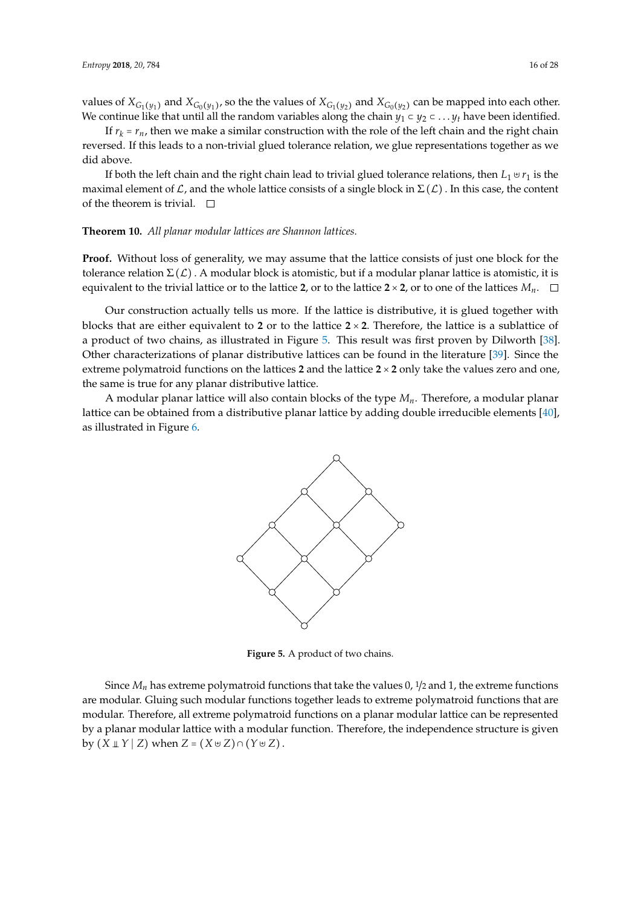values of $X_{G_1(y_1)}$ and $X_{G_0(y_1)}$, so the the values of $X_{G_1(y_2)}$ and $X_{G_0(y_2)}$ can be mapped into each other. We continue like that until all the random variables along the chain $y_1 \subset y_2 \subset \ldots y_t$ have been identified.

If $r_k = r_n$, then we make a similar construction with the role of the left chain and the right chain reversed. If this leads to a non-trivial glued tolerance relation, we glue representations together as we did above.

If both the left chain and the right chain lead to trivial glued tolerance relations, then $L_1 \uplus r_1$ is the maximal element of $\mathcal{L}$, and the whole lattice consists of a single block in $\Sigma(\mathcal{L})$. In this case, the content of the theorem is trivial. □

**Theorem 10.** *All planar modular lattices are Shannon lattices.*

**Proof.** Without loss of generality, we may assume that the lattice consists of just one block for the tolerance relation $\Sigma(\mathcal{L})$. A modular block is atomistic, but if a modular planar lattice is atomistic, it is equivalent to the trivial lattice or to the lattice **2**, or to the lattice $\mathbf{2} \times \mathbf{2}$, or to one of the lattices $M_n$. □

Our construction actually tells us more. If the lattice is distributive, it is glued together with blocks that are either equivalent to **2** or to the lattice $\mathbf{2} \times \mathbf{2}$. Therefore, the lattice is a sublattice of a product of two chains, as illustrated in Figure 5. This result was first proven by Dilworth [38]. Other characterizations of planar distributive lattices can be found in the literature [39]. Since the extreme polymatroid functions on the lattices **2** and the lattice $\mathbf{2} \times \mathbf{2}$ only take the values zero and one, the same is true for any planar distributive lattice.

A modular planar lattice will also contain blocks of the type $M_n$. Therefore, a modular planar lattice can be obtained from a distributive planar lattice by adding double irreducible elements [40], as illustrated in Figure 6.

**Figure 5.** A product of two chains.

Since $M_n$ has extreme polymatroid functions that take the values 0, $1/2$ and 1, the extreme functions are modular. Gluing such modular functions together leads to extreme polymatroid functions that are modular. Therefore, all extreme polymatroid functions on a planar modular lattice can be represented by a planar modular lattice with a modular function. Therefore, the independence structure is given by $(X \perp\!\!\!\perp Y \mid Z)$ when $Z = (X \uplus Z) \cap (Y \uplus Z)$.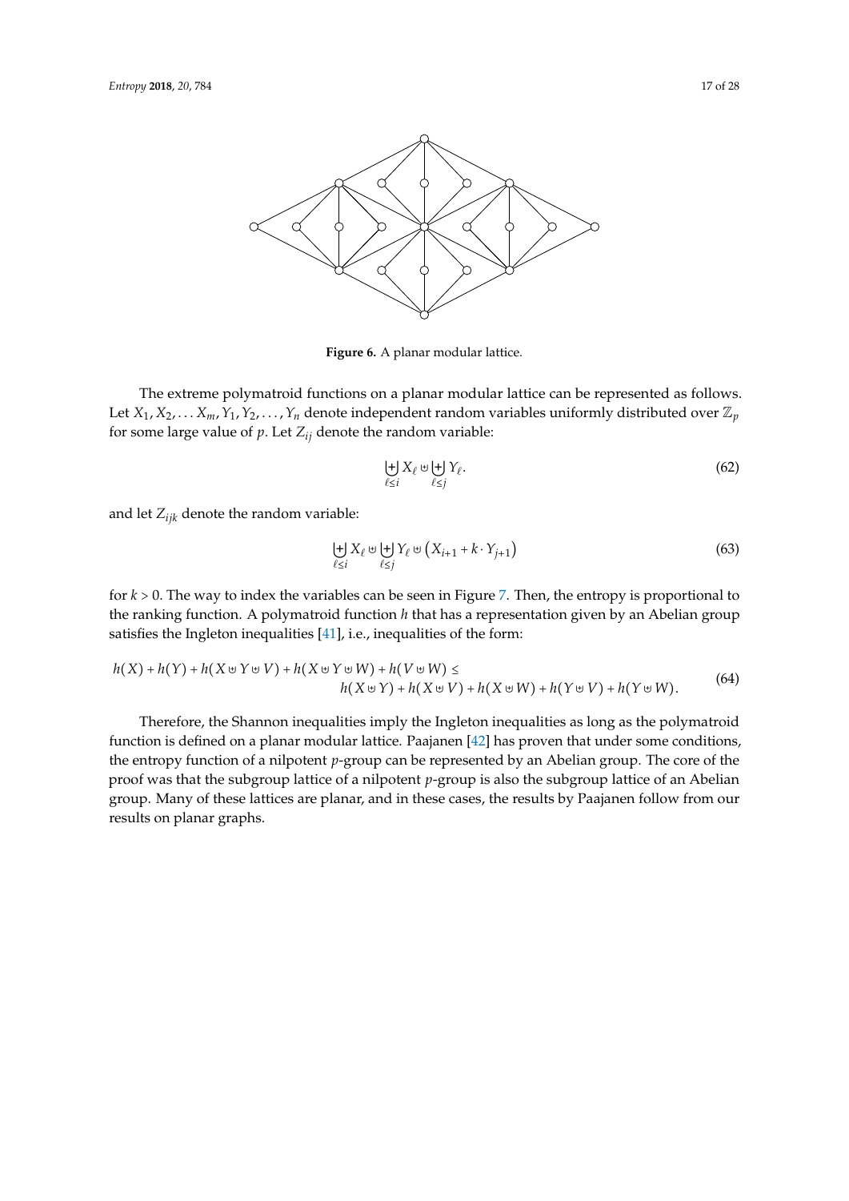**Figure 6.** A planar modular lattice.

The extreme polymatroid functions on a planar modular lattice can be represented as follows. Let $X_1, X_2, \ldots X_m, Y_1, Y_2, \ldots, Y_n$ denote independent random variables uniformly distributed over $\mathbb{Z}_p$ for some large value of $p$. Let $Z_{ij}$ denote the random variable:

$$\biguplus_{\ell \le i} X_\ell \uplus \biguplus_{\ell \le j} Y_\ell. \tag{62}$$

and let $Z_{ijk}$ denote the random variable:

$$\biguplus_{\ell \le i} X_\ell \uplus \biguplus_{\ell \le j} Y_\ell \uplus \left(X_{i+1} + k \cdot Y_{j+1}\right) \tag{63}$$

for $k > 0$. The way to index the variables can be seen in Figure 7. Then, the entropy is proportional to the ranking function. A polymatroid function $h$ that has a representation given by an Abelian group satisfies the Ingleton inequalities [41], i.e., inequalities of the form:

$$\begin{aligned} h(X) + h(Y) + h(X \uplus Y \uplus V) + h(X \uplus Y \uplus W) + h(V \uplus W) \le \\ h(X \uplus Y) + h(X \uplus V) + h(X \uplus W) + h(Y \uplus V) + h(Y \uplus W). \end{aligned} \tag{64}$$

Therefore, the Shannon inequalities imply the Ingleton inequalities as long as the polymatroid function is defined on a planar modular lattice. Paajanen [42] has proven that under some conditions, the entropy function of a nilpotent $p$-group can be represented by an Abelian group. The core of the proof was that the subgroup lattice of a nilpotent $p$-group is also the subgroup lattice of an Abelian group. Many of these lattices are planar, and in these cases, the results by Paajanen follow from our results on planar graphs.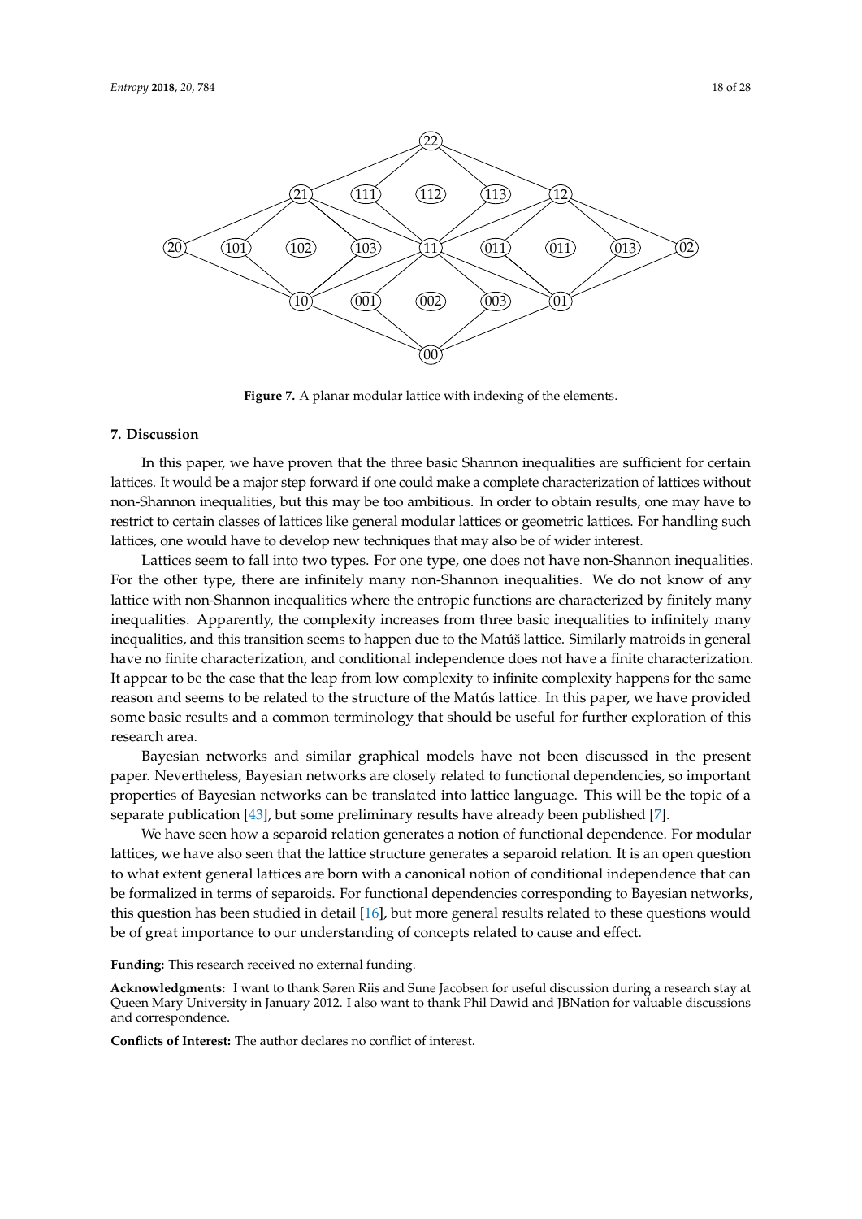22

21 111 112 113 12

20 101 102 103 11 011 011 013 02

10 001 002 003 01

00

**Figure 7.** A planar modular lattice with indexing of the elements.

## 7. Discussion

In this paper, we have proven that the three basic Shannon inequalities are sufficient for certain lattices. It would be a major step forward if one could make a complete characterization of lattices without non-Shannon inequalities, but this may be too ambitious. In order to obtain results, one may have to restrict to certain classes of lattices like general modular lattices or geometric lattices. For handling such lattices, one would have to develop new techniques that may also be of wider interest.

Lattices seem to fall into two types. For one type, one does not have non-Shannon inequalities. For the other type, there are infinitely many non-Shannon inequalities. We do not know of any lattice with non-Shannon inequalities where the entropic functions are characterized by finitely many inequalities. Apparently, the complexity increases from three basic inequalities to infinitely many inequalities, and this transition seems to happen due to the Matúš lattice. Similarly matroids in general have no finite characterization, and conditional independence does not have a finite characterization. It appear to be the case that the leap from low complexity to infinite complexity happens for the same reason and seems to be related to the structure of the Matús lattice. In this paper, we have provided some basic results and a common terminology that should be useful for further exploration of this research area.

Bayesian networks and similar graphical models have not been discussed in the present paper. Nevertheless, Bayesian networks are closely related to functional dependencies, so important properties of Bayesian networks can be translated into lattice language. This will be the topic of a separate publication [43], but some preliminary results have already been published [7].

We have seen how a separoid relation generates a notion of functional dependence. For modular lattices, we have also seen that the lattice structure generates a separoid relation. It is an open question to what extent general lattices are born with a canonical notion of conditional independence that can be formalized in terms of separoids. For functional dependencies corresponding to Bayesian networks, this question has been studied in detail [16], but more general results related to these questions would be of great importance to our understanding of concepts related to cause and effect.

**Funding:** This research received no external funding.

**Acknowledgments:** I want to thank Søren Riis and Sune Jacobsen for useful discussion during a research stay at Queen Mary University in January 2012. I also want to thank Phil Dawid and JBNation for valuable discussions and correspondence.

**Conflicts of Interest:** The author declares no conflict of interest.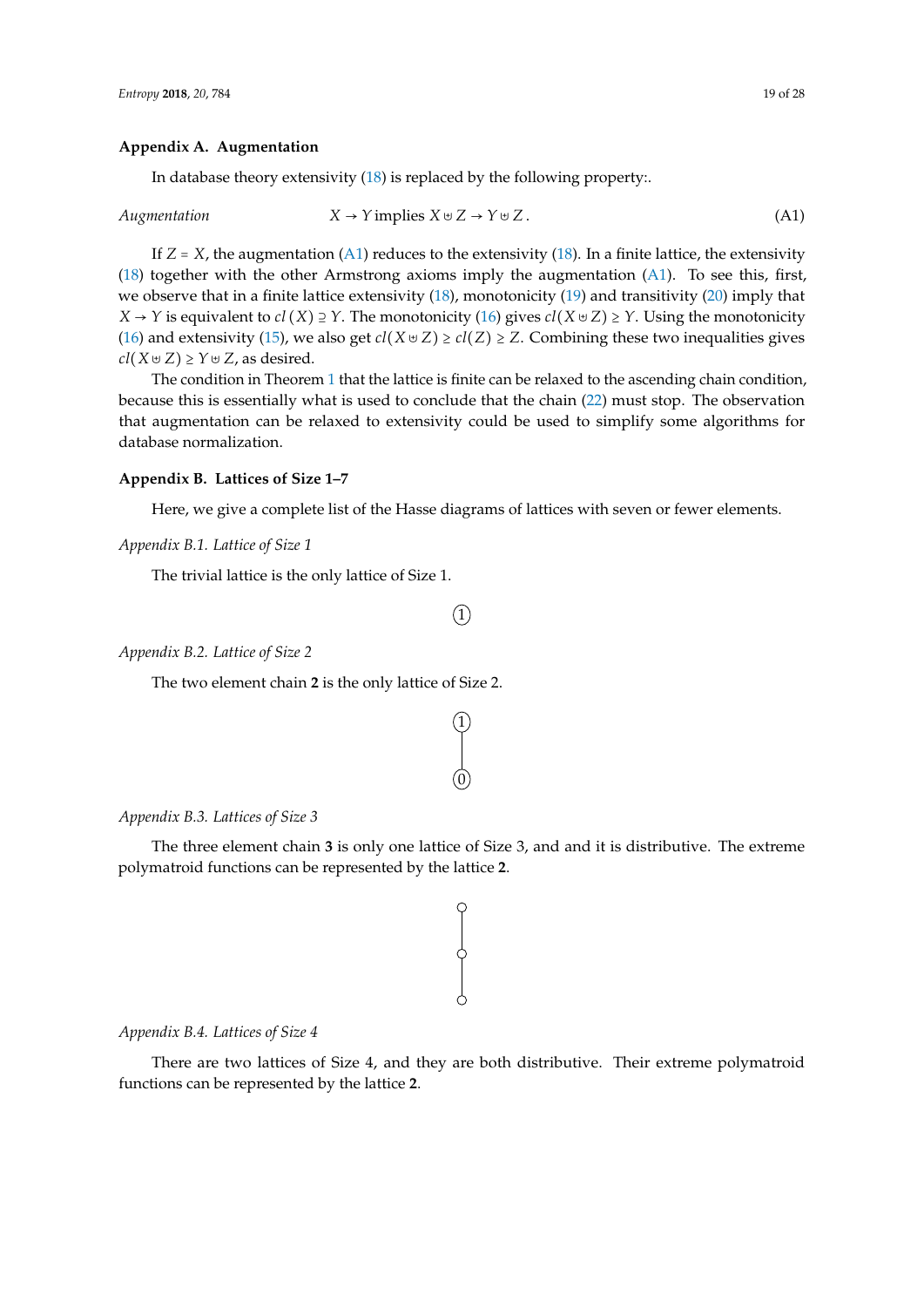## Appendix A. Augmentation

In database theory extensivity (18) is replaced by the following property:.

$$\textit{Augmentation} \qquad X \to Y \text{ implies } X \uplus Z \to Y \uplus Z\,. \tag{A1}$$

If $Z = X$, the augmentation (A1) reduces to the extensivity (18). In a finite lattice, the extensivity (18) together with the other Armstrong axioms imply the augmentation (A1). To see this, first, we observe that in a finite lattice extensivity (18), monotonicity (19) and transitivity (20) imply that $X \to Y$ is equivalent to $cl(X) \supseteq Y$. The monotonicity (16) gives $cl(X \uplus Z) \geq Y$. Using the monotonicity (16) and extensivity (15), we also get $cl(X \uplus Z) \geq cl(Z) \geq Z$. Combining these two inequalities gives $cl(X \uplus Z) \geq Y \uplus Z$, as desired.

The condition in Theorem 1 that the lattice is finite can be relaxed to the ascending chain condition, because this is essentially what is used to conclude that the chain (22) must stop. The observation that augmentation can be relaxed to extensivity could be used to simplify some algorithms for database normalization.

## Appendix B. Lattices of Size 1–7

Here, we give a complete list of the Hasse diagrams of lattices with seven or fewer elements.

### Appendix B.1. Lattice of Size 1

The trivial lattice is the only lattice of Size 1.

### Appendix B.2. Lattice of Size 2

The two element chain **2** is the only lattice of Size 2.

### Appendix B.3. Lattices of Size 3

The three element chain **3** is only one lattice of Size 3, and and it is distributive. The extreme polymatroid functions can be represented by the lattice **2**.

### Appendix B.4. Lattices of Size 4

There are two lattices of Size 4, and they are both distributive. Their extreme polymatroid functions can be represented by the lattice **2**.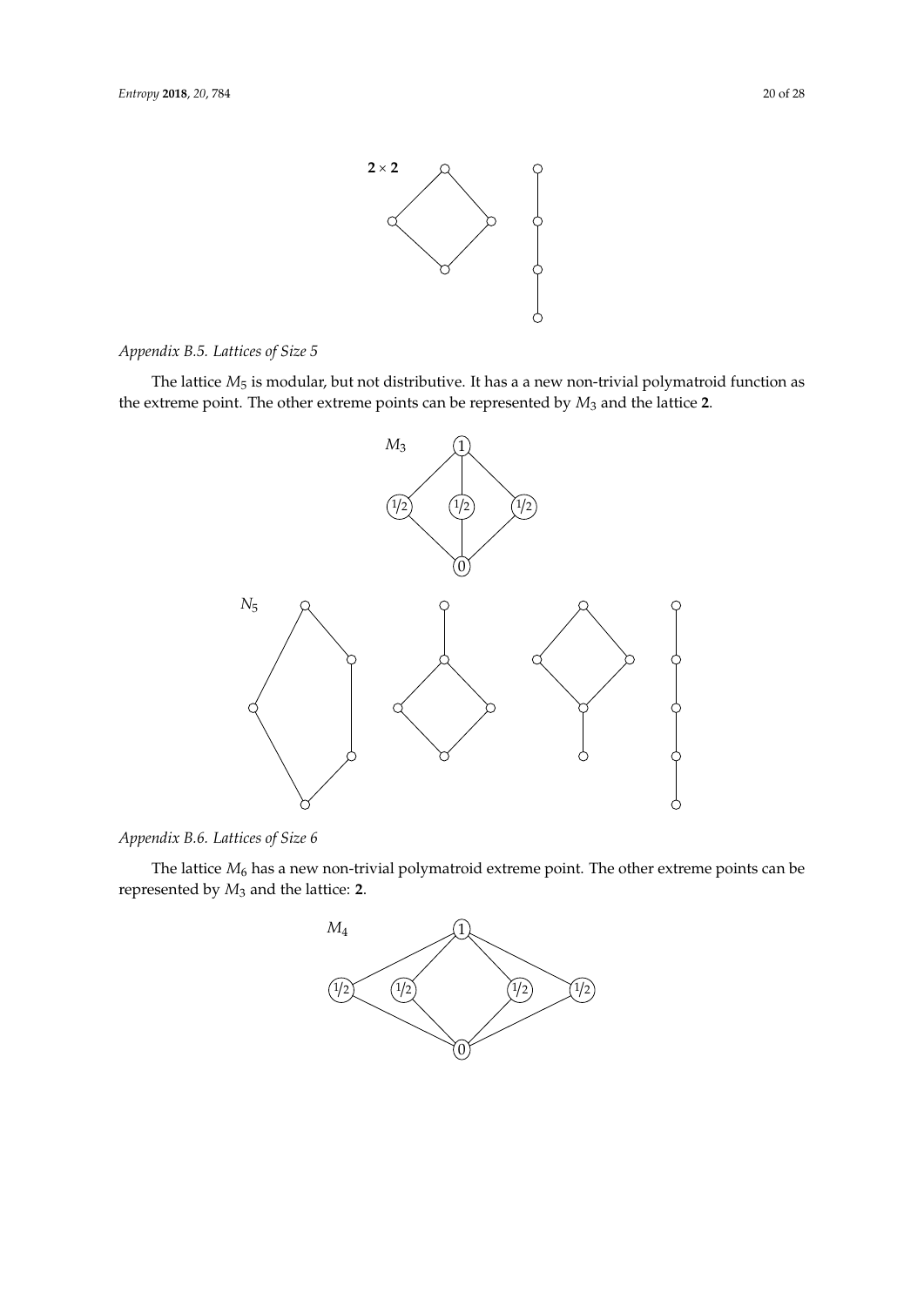$\mathbf{2} \times \mathbf{2}$

*Appendix B.5. Lattices of Size 5*

The lattice $M_5$ is modular, but not distributive. It has a a new non-trivial polymatroid function as the extreme point. The other extreme points can be represented by $M_3$ and the lattice **2**.

$M_3$

$N_5$

*Appendix B.6. Lattices of Size 6*

The lattice $M_6$ has a new non-trivial polymatroid extreme point. The other extreme points can be represented by $M_3$ and the lattice: **2**.

$M_4$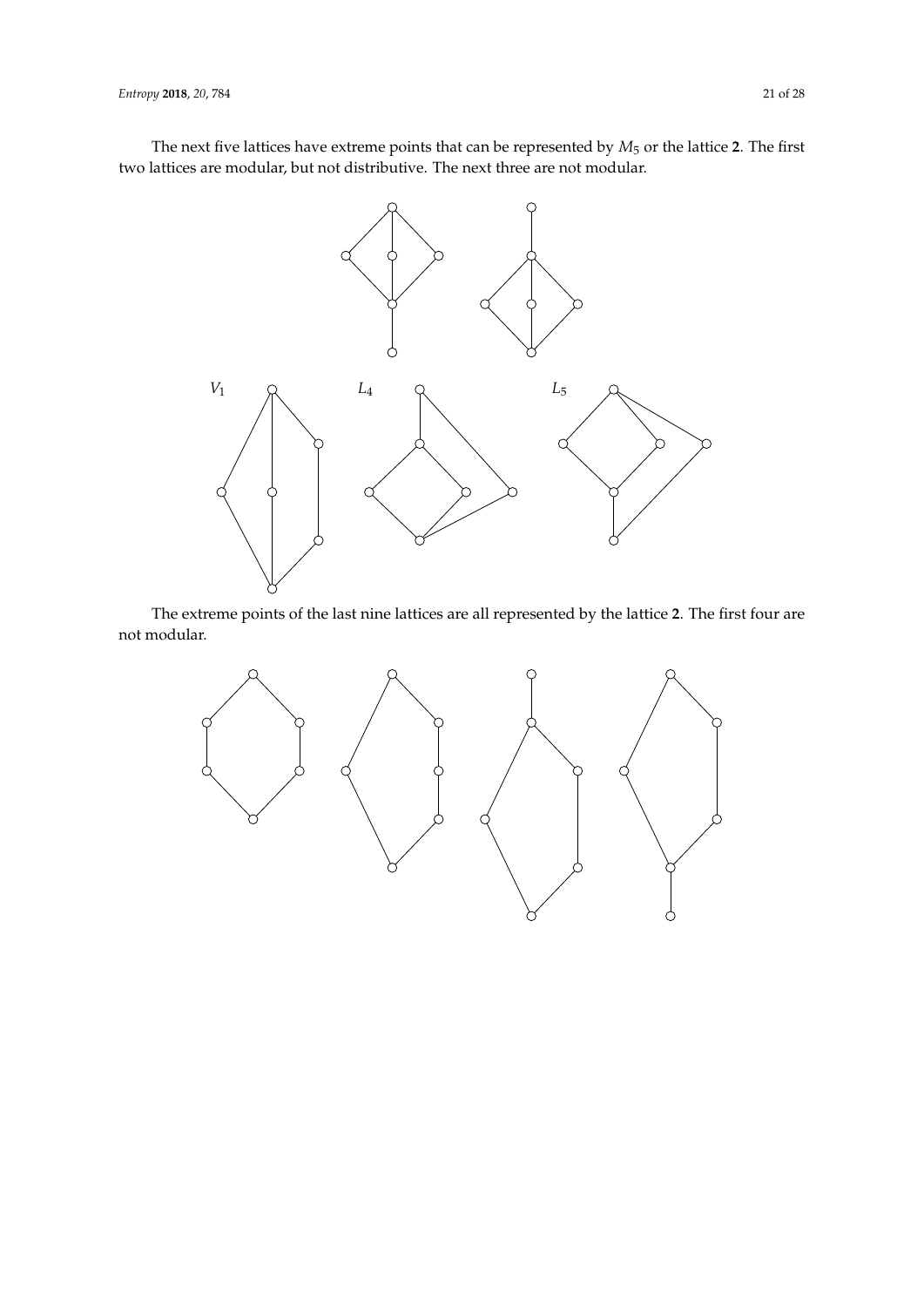The next five lattices have extreme points that can be represented by $M_5$ or the lattice **2**. The first two lattices are modular, but not distributive. The next three are not modular.

$V_1$ $L_4$ $L_5$

The extreme points of the last nine lattices are all represented by the lattice **2**. The first four are not modular.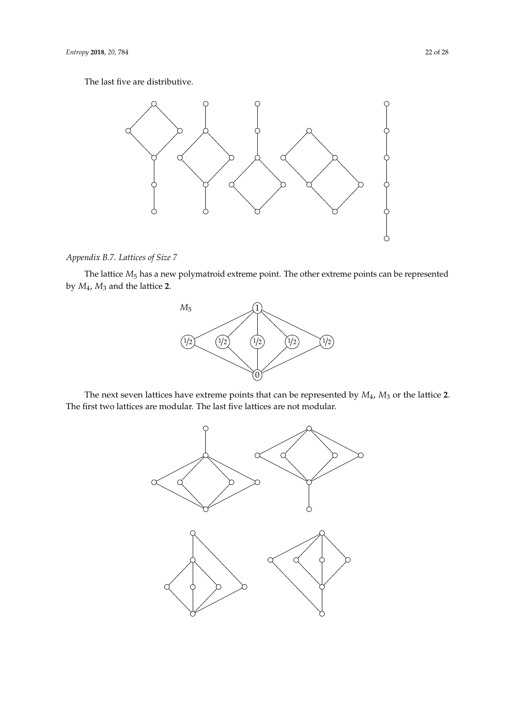The last five are distributive.

### Appendix B.7. Lattices of Size 7

The lattice $M_5$ has a new polymatroid extreme point. The other extreme points can be represented by $M_4$, $M_3$ and the lattice **2**.

The next seven lattices have extreme points that can be represented by $M_4$, $M_3$ or the lattice **2**. The first two lattices are modular. The last five lattices are not modular.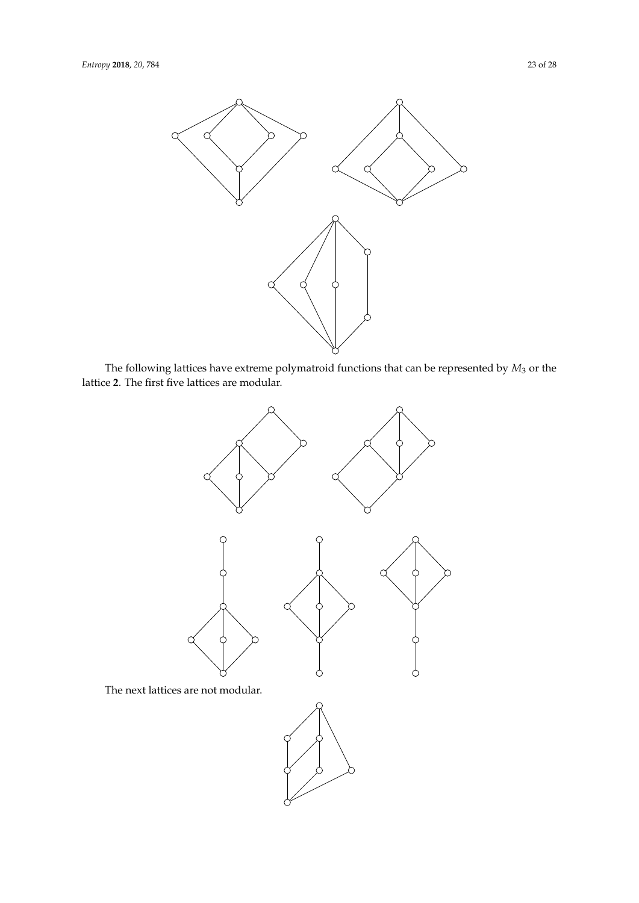The following lattices have extreme polymatroid functions that can be represented by $M_3$ or the lattice **2**. The first five lattices are modular.

The next lattices are not modular.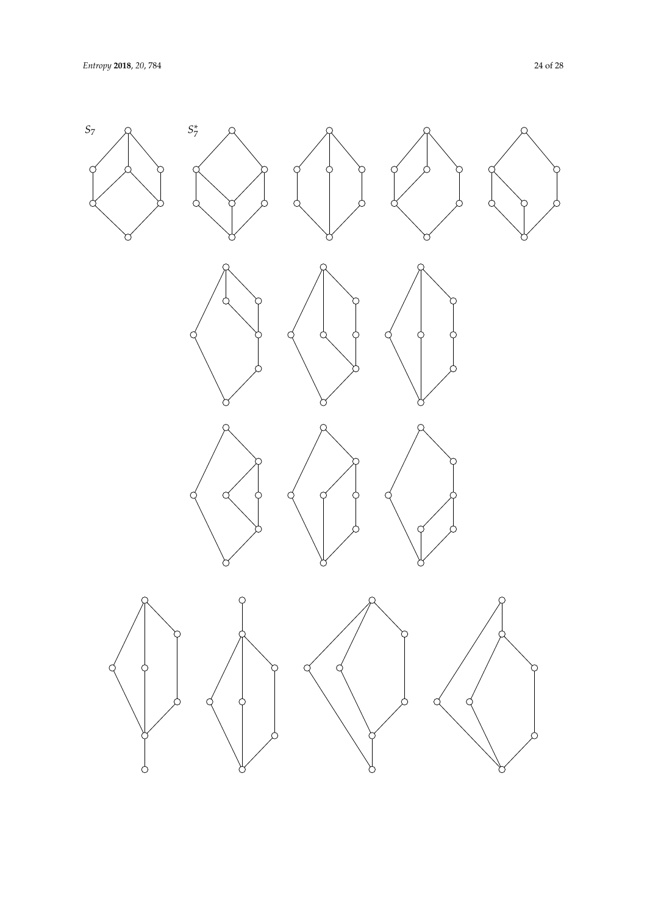$S_7$

$S_7^*$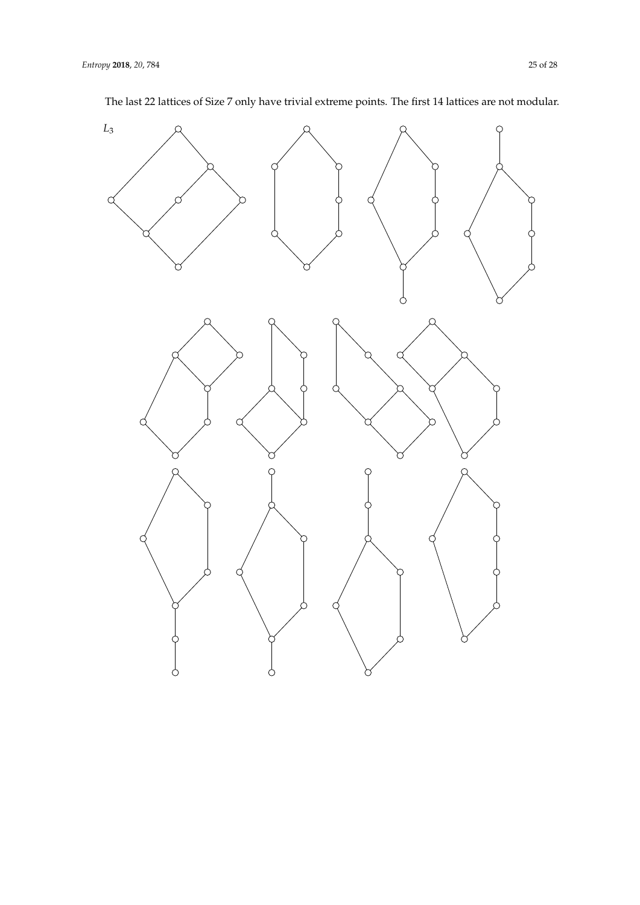The last 22 lattices of Size 7 only have trivial extreme points. The first 14 lattices are not modular.

$L_3$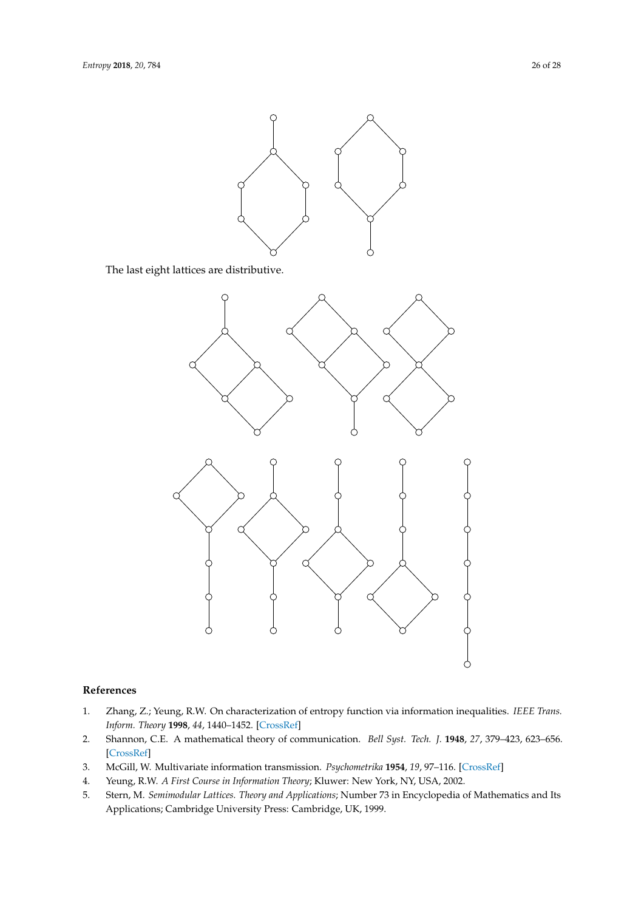The last eight lattices are distributive.

## References

1. Zhang, Z.; Yeung, R.W. On characterization of entropy function via information inequalities. *IEEE Trans. Inform. Theory* **1998**, *44*, 1440–1452. [CrossRef]
2. Shannon, C.E. A mathematical theory of communication. *Bell Syst. Tech. J.* **1948**, *27*, 379–423, 623–656. [CrossRef]
3. McGill, W. Multivariate information transmission. *Psychometrika* **1954**, *19*, 97–116. [CrossRef]
4. Yeung, R.W. *A First Course in Information Theory*; Kluwer: New York, NY, USA, 2002.
5. Stern, M. *Semimodular Lattices. Theory and Applications*; Number 73 in Encyclopedia of Mathematics and Its Applications; Cambridge University Press: Cambridge, UK, 1999.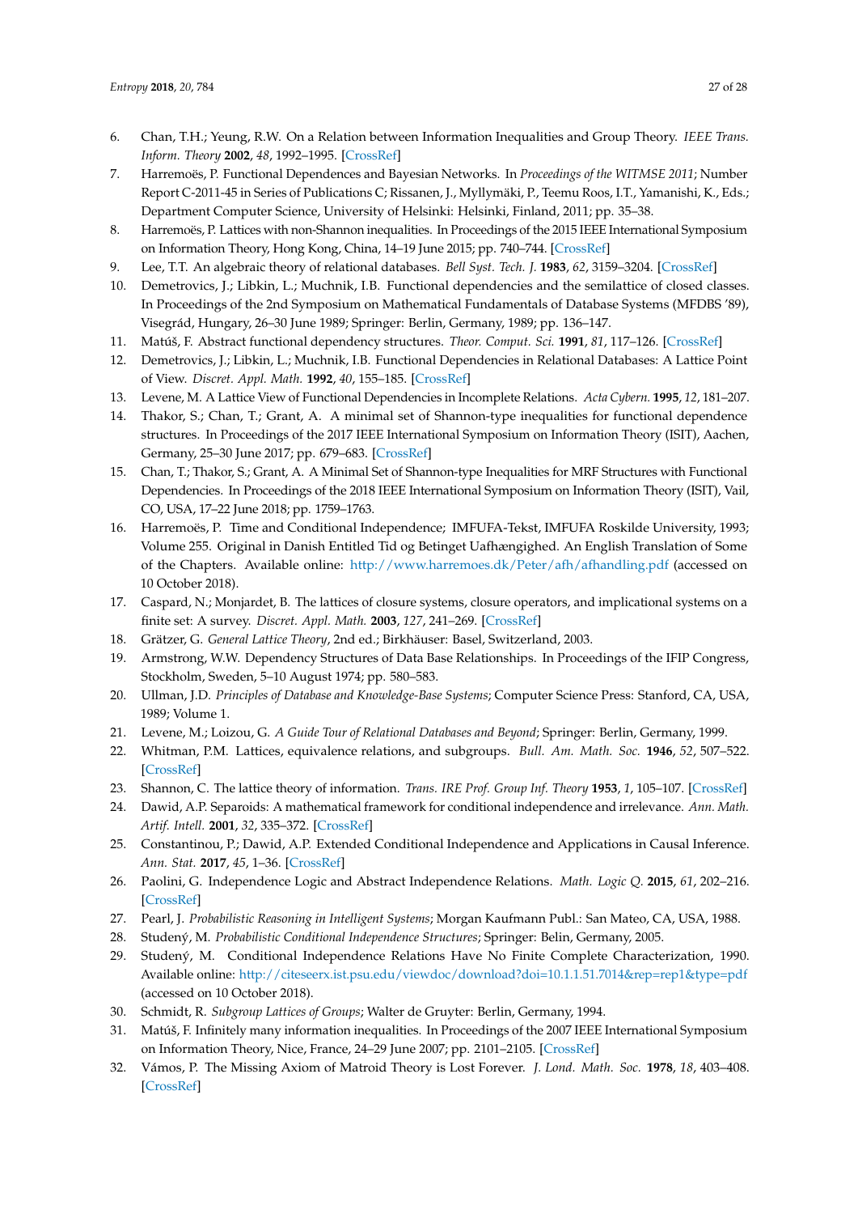6. Chan, T.H.; Yeung, R.W. On a Relation between Information Inequalities and Group Theory. *IEEE Trans. Inform. Theory* **2002**, *48*, 1992–1995. [CrossRef]
7. Harremoës, P. Functional Dependences and Bayesian Networks. In *Proceedings of the WITMSE 2011*; Number Report C-2011-45 in Series of Publications C; Rissanen, J., Myllymäki, P., Teemu Roos, I.T., Yamanishi, K., Eds.; Department Computer Science, University of Helsinki: Helsinki, Finland, 2011; pp. 35–38.
8. Harremoës, P. Lattices with non-Shannon inequalities. In Proceedings of the 2015 IEEE International Symposium on Information Theory, Hong Kong, China, 14–19 June 2015; pp. 740–744. [CrossRef]
9. Lee, T.T. An algebraic theory of relational databases. *Bell Syst. Tech. J.* **1983**, *62*, 3159–3204. [CrossRef]
10. Demetrovics, J.; Libkin, L.; Muchnik, I.B. Functional dependencies and the semilattice of closed classes. In Proceedings of the 2nd Symposium on Mathematical Fundamentals of Database Systems (MFDBS '89), Visegrád, Hungary, 26–30 June 1989; Springer: Berlin, Germany, 1989; pp. 136–147.
11. Matúš, F. Abstract functional dependency structures. *Theor. Comput. Sci.* **1991**, *81*, 117–126. [CrossRef]
12. Demetrovics, J.; Libkin, L.; Muchnik, I.B. Functional Dependencies in Relational Databases: A Lattice Point of View. *Discret. Appl. Math.* **1992**, *40*, 155–185. [CrossRef]
13. Levene, M. A Lattice View of Functional Dependencies in Incomplete Relations. *Acta Cybern.* **1995**, *12*, 181–207.
14. Thakor, S.; Chan, T.; Grant, A. A minimal set of Shannon-type inequalities for functional dependence structures. In Proceedings of the 2017 IEEE International Symposium on Information Theory (ISIT), Aachen, Germany, 25–30 June 2017; pp. 679–683. [CrossRef]
15. Chan, T.; Thakor, S.; Grant, A. A Minimal Set of Shannon-type Inequalities for MRF Structures with Functional Dependencies. In Proceedings of the 2018 IEEE International Symposium on Information Theory (ISIT), Vail, CO, USA, 17–22 June 2018; pp. 1759–1763.
16. Harremoës, P. Time and Conditional Independence; IMFUFA-Tekst, IMFUFA Roskilde University, 1993; Volume 255. Original in Danish Entitled Tid og Betinget Uafhængighed. An English Translation of Some of the Chapters. Available online: http://www.harremoes.dk/Peter/afh/afhandling.pdf (accessed on 10 October 2018).
17. Caspard, N.; Monjardet, B. The lattices of closure systems, closure operators, and implicational systems on a finite set: A survey. *Discret. Appl. Math.* **2003**, *127*, 241–269. [CrossRef]
18. Grätzer, G. *General Lattice Theory*, 2nd ed.; Birkhäuser: Basel, Switzerland, 2003.
19. Armstrong, W.W. Dependency Structures of Data Base Relationships. In Proceedings of the IFIP Congress, Stockholm, Sweden, 5–10 August 1974; pp. 580–583.
20. Ullman, J.D. *Principles of Database and Knowledge-Base Systems*; Computer Science Press: Stanford, CA, USA, 1989; Volume 1.
21. Levene, M.; Loizou, G. *A Guide Tour of Relational Databases and Beyond*; Springer: Berlin, Germany, 1999.
22. Whitman, P.M. Lattices, equivalence relations, and subgroups. *Bull. Am. Math. Soc.* **1946**, *52*, 507–522. [CrossRef]
23. Shannon, C. The lattice theory of information. *Trans. IRE Prof. Group Inf. Theory* **1953**, *1*, 105–107. [CrossRef]
24. Dawid, A.P. Separoids: A mathematical framework for conditional independence and irrelevance. *Ann. Math. Artif. Intell.* **2001**, *32*, 335–372. [CrossRef]
25. Constantinou, P.; Dawid, A.P. Extended Conditional Independence and Applications in Causal Inference. *Ann. Stat.* **2017**, *45*, 1–36. [CrossRef]
26. Paolini, G. Independence Logic and Abstract Independence Relations. *Math. Logic Q.* **2015**, *61*, 202–216. [CrossRef]
27. Pearl, J. *Probabilistic Reasoning in Intelligent Systems*; Morgan Kaufmann Publ.: San Mateo, CA, USA, 1988.
28. Studený, M. *Probabilistic Conditional Independence Structures*; Springer: Belin, Germany, 2005.
29. Studený, M. Conditional Independence Relations Have No Finite Complete Characterization, 1990. Available online: http://citeseerx.ist.psu.edu/viewdoc/download?doi=10.1.1.51.7014&rep=rep1&type=pdf (accessed on 10 October 2018).
30. Schmidt, R. *Subgroup Lattices of Groups*; Walter de Gruyter: Berlin, Germany, 1994.
31. Matúš, F. Infinitely many information inequalities. In Proceedings of the 2007 IEEE International Symposium on Information Theory, Nice, France, 24–29 June 2007; pp. 2101–2105. [CrossRef]
32. Vámos, P. The Missing Axiom of Matroid Theory is Lost Forever. *J. Lond. Math. Soc.* **1978**, *18*, 403–408. [CrossRef]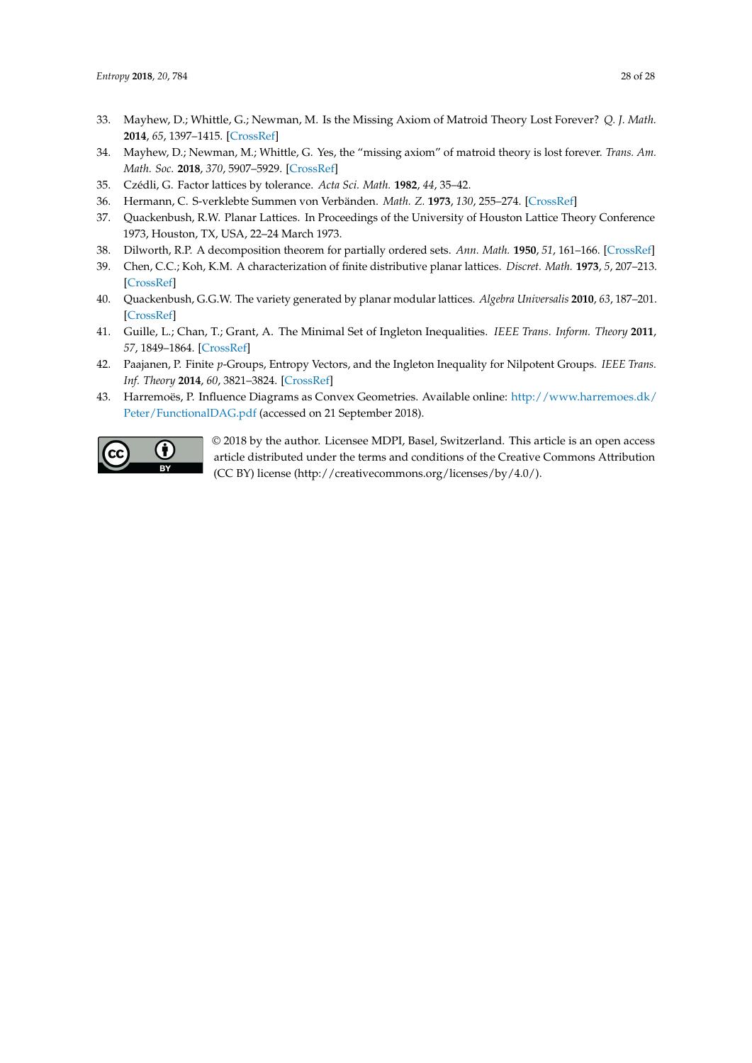33. Mayhew, D.; Whittle, G.; Newman, M. Is the Missing Axiom of Matroid Theory Lost Forever? *Q. J. Math.* **2014**, *65*, 1397–1415. [CrossRef]
34. Mayhew, D.; Newman, M.; Whittle, G. Yes, the "missing axiom" of matroid theory is lost forever. *Trans. Am. Math. Soc.* **2018**, *370*, 5907–5929. [CrossRef]
35. Czédli, G. Factor lattices by tolerance. *Acta Sci. Math.* **1982**, *44*, 35–42.
36. Hermann, C. S-verklebte Summen von Verbänden. *Math. Z.* **1973**, *130*, 255–274. [CrossRef]
37. Quackenbush, R.W. Planar Lattices. In Proceedings of the University of Houston Lattice Theory Conference 1973, Houston, TX, USA, 22–24 March 1973.
38. Dilworth, R.P. A decomposition theorem for partially ordered sets. *Ann. Math.* **1950**, *51*, 161–166. [CrossRef]
39. Chen, C.C.; Koh, K.M. A characterization of finite distributive planar lattices. *Discret. Math.* **1973**, *5*, 207–213. [CrossRef]
40. Quackenbush, G.G.W. The variety generated by planar modular lattices. *Algebra Universalis* **2010**, *63*, 187–201. [CrossRef]
41. Guille, L.; Chan, T.; Grant, A. The Minimal Set of Ingleton Inequalities. *IEEE Trans. Inform. Theory* **2011**, *57*, 1849–1864. [CrossRef]
42. Paajanen, P. Finite *p*-Groups, Entropy Vectors, and the Ingleton Inequality for Nilpotent Groups. *IEEE Trans. Inf. Theory* **2014**, *60*, 3821–3824. [CrossRef]
43. Harremoës, P. Influence Diagrams as Convex Geometries. Available online: http://www.harremoes.dk/Peter/FunctionalDAG.pdf (accessed on 21 September 2018).

© 2018 by the author. Licensee MDPI, Basel, Switzerland. This article is an open access article distributed under the terms and conditions of the Creative Commons Attribution (CC BY) license (http://creativecommons.org/licenses/by/4.0/).